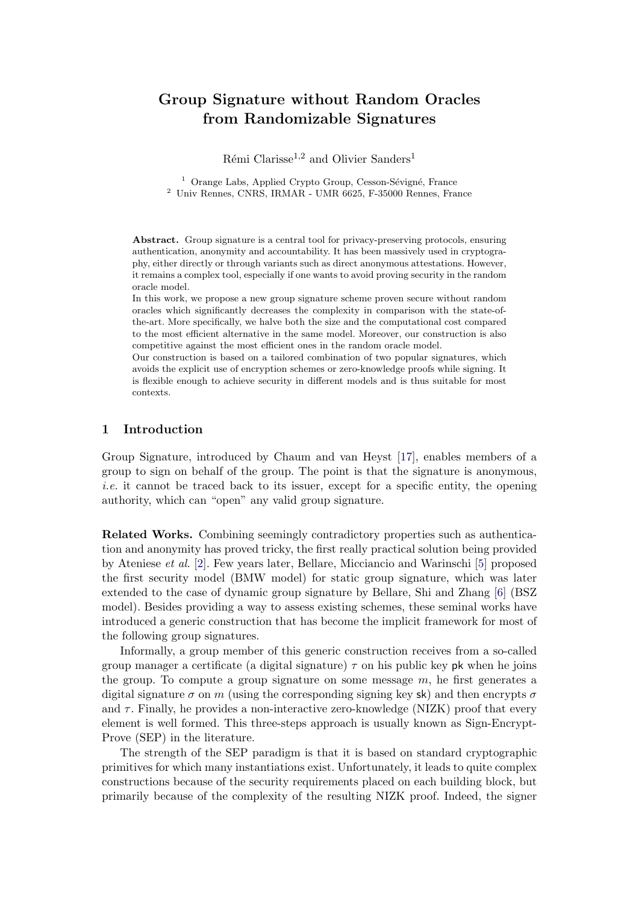# Group Signature without Random Oracles from Randomizable Signatures

Rémi Clarisse[1,2] and Olivier Sanders[1]

[1] Orange Labs, Applied Crypto Group, Cesson-Sévigné, France
[2] Univ Rennes, CNRS, IRMAR - UMR 6625, F-35000 Rennes, France

**Abstract.** Group signature is a central tool for privacy-preserving protocols, ensuring authentication, anonymity and accountability. It has been massively used in cryptography, either directly or through variants such as direct anonymous attestations. However, it remains a complex tool, especially if one wants to avoid proving security in the random oracle model.

In this work, we propose a new group signature scheme proven secure without random oracles which significantly decreases the complexity in comparison with the state-of-the-art. More specifically, we halve both the size and the computational cost compared to the most efficient alternative in the same model. Moreover, our construction is also competitive against the most efficient ones in the random oracle model.

Our construction is based on a tailored combination of two popular signatures, which avoids the explicit use of encryption schemes or zero-knowledge proofs while signing. It is flexible enough to achieve security in different models and is thus suitable for most contexts.

## 1 Introduction

Group Signature, introduced by Chaum and van Heyst [17], enables members of a group to sign on behalf of the group. The point is that the signature is anonymous, *i.e.* it cannot be traced back to its issuer, except for a specific entity, the opening authority, which can "open" any valid group signature.

**Related Works.** Combining seemingly contradictory properties such as authentication and anonymity has proved tricky, the first really practical solution being provided by Ateniese *et al.* [2]. Few years later, Bellare, Micciancio and Warinschi [5] proposed the first security model (BMW model) for static group signature, which was later extended to the case of dynamic group signature by Bellare, Shi and Zhang [6] (BSZ model). Besides providing a way to assess existing schemes, these seminal works have introduced a generic construction that has become the implicit framework for most of the following group signatures.

Informally, a group member of this generic construction receives from a so-called group manager a certificate (a digital signature) $\tau$ on his public key $\mathsf{pk}$ when he joins the group. To compute a group signature on some message $m$, he first generates a digital signature $\sigma$ on $m$ (using the corresponding signing key $\mathsf{sk}$) and then encrypts $\sigma$ and $\tau$. Finally, he provides a non-interactive zero-knowledge (NIZK) proof that every element is well formed. This three-steps approach is usually known as Sign-Encrypt-Prove (SEP) in the literature.

The strength of the SEP paradigm is that it is based on standard cryptographic primitives for which many instantiations exist. Unfortunately, it leads to quite complex constructions because of the security requirements placed on each building block, but primarily because of the complexity of the resulting NIZK proof. Indeed, the signer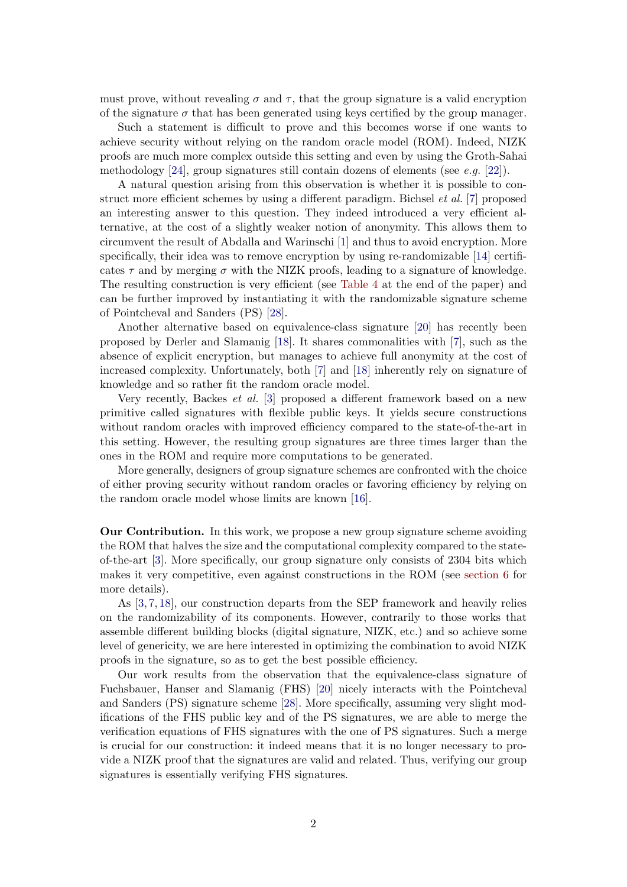must prove, without revealing $\sigma$ and $\tau$, that the group signature is a valid encryption of the signature $\sigma$ that has been generated using keys certified by the group manager.

Such a statement is difficult to prove and this becomes worse if one wants to achieve security without relying on the random oracle model (ROM). Indeed, NIZK proofs are much more complex outside this setting and even by using the Groth-Sahai methodology [24], group signatures still contain dozens of elements (see *e.g.* [22]).

A natural question arising from this observation is whether it is possible to construct more efficient schemes by using a different paradigm. Bichsel *et al.* [7] proposed an interesting answer to this question. They indeed introduced a very efficient alternative, at the cost of a slightly weaker notion of anonymity. This allows them to circumvent the result of Abdalla and Warinschi [1] and thus to avoid encryption. More specifically, their idea was to remove encryption by using re-randomizable [14] certificates $\tau$ and by merging $\sigma$ with the NIZK proofs, leading to a signature of knowledge. The resulting construction is very efficient (see Table 4 at the end of the paper) and can be further improved by instantiating it with the randomizable signature scheme of Pointcheval and Sanders (PS) [28].

Another alternative based on equivalence-class signature [20] has recently been proposed by Derler and Slamanig [18]. It shares commonalities with [7], such as the absence of explicit encryption, but manages to achieve full anonymity at the cost of increased complexity. Unfortunately, both [7] and [18] inherently rely on signature of knowledge and so rather fit the random oracle model.

Very recently, Backes *et al.* [3] proposed a different framework based on a new primitive called signatures with flexible public keys. It yields secure constructions without random oracles with improved efficiency compared to the state-of-the-art in this setting. However, the resulting group signatures are three times larger than the ones in the ROM and require more computations to be generated.

More generally, designers of group signature schemes are confronted with the choice of either proving security without random oracles or favoring efficiency by relying on the random oracle model whose limits are known [16].

**Our Contribution.** In this work, we propose a new group signature scheme avoiding the ROM that halves the size and the computational complexity compared to the state-of-the-art [3]. More specifically, our group signature only consists of 2304 bits which makes it very competitive, even against constructions in the ROM (see section 6 for more details).

As [3, 7, 18], our construction departs from the SEP framework and heavily relies on the randomizability of its components. However, contrarily to those works that assemble different building blocks (digital signature, NIZK, etc.) and so achieve some level of genericity, we are here interested in optimizing the combination to avoid NIZK proofs in the signature, so as to get the best possible efficiency.

Our work results from the observation that the equivalence-class signature of Fuchsbauer, Hanser and Slamanig (FHS) [20] nicely interacts with the Pointcheval and Sanders (PS) signature scheme [28]. More specifically, assuming very slight modifications of the FHS public key and of the PS signatures, we are able to merge the verification equations of FHS signatures with the one of PS signatures. Such a merge is crucial for our construction: it indeed means that it is no longer necessary to provide a NIZK proof that the signatures are valid and related. Thus, verifying our group signatures is essentially verifying FHS signatures.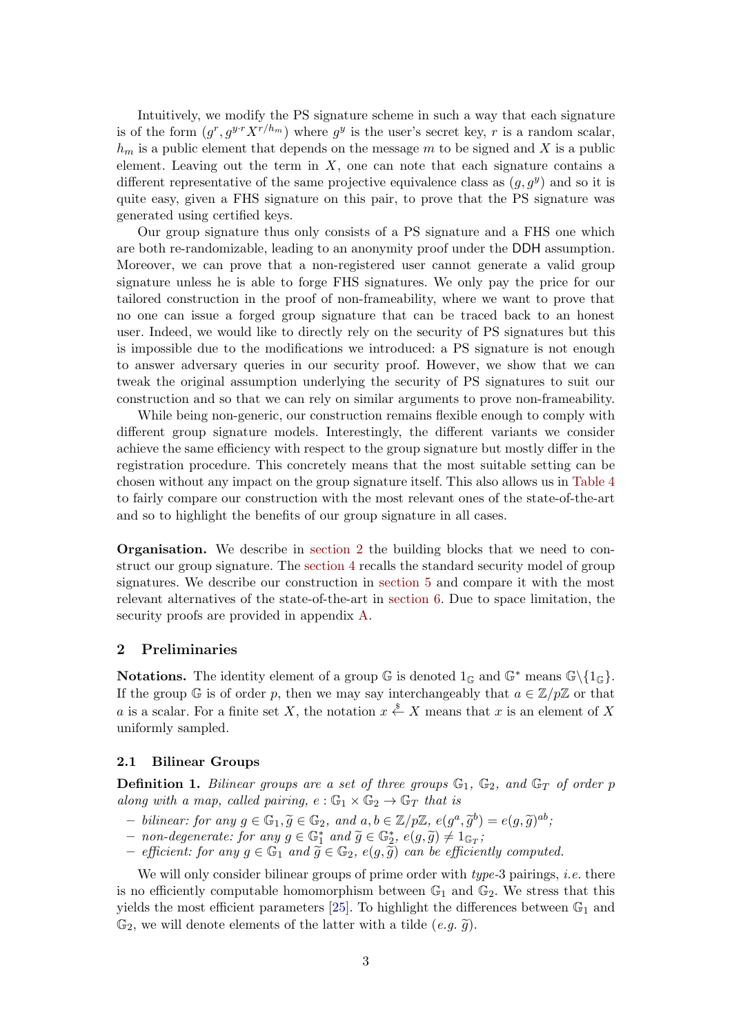Intuitively, we modify the PS signature scheme in such a way that each signature is of the form $(g^r, g^{y \cdot r} X^{r/h_m})$ where $g^y$ is the user's secret key, $r$ is a random scalar, $h_m$ is a public element that depends on the message $m$ to be signed and $X$ is a public element. Leaving out the term in $X$, one can note that each signature contains a different representative of the same projective equivalence class as $(g, g^y)$ and so it is quite easy, given a FHS signature on this pair, to prove that the PS signature was generated using certified keys.

Our group signature thus only consists of a PS signature and a FHS one which are both re-randomizable, leading to an anonymity proof under the DDH assumption. Moreover, we can prove that a non-registered user cannot generate a valid group signature unless he is able to forge FHS signatures. We only pay the price for our tailored construction in the proof of non-frameability, where we want to prove that no one can issue a forged group signature that can be traced back to an honest user. Indeed, we would like to directly rely on the security of PS signatures but this is impossible due to the modifications we introduced: a PS signature is not enough to answer adversary queries in our security proof. However, we show that we can tweak the original assumption underlying the security of PS signatures to suit our construction and so that we can rely on similar arguments to prove non-frameability.

While being non-generic, our construction remains flexible enough to comply with different group signature models. Interestingly, the different variants we consider achieve the same efficiency with respect to the group signature but mostly differ in the registration procedure. This concretely means that the most suitable setting can be chosen without any impact on the group signature itself. This also allows us in Table 4 to fairly compare our construction with the most relevant ones of the state-of-the-art and so to highlight the benefits of our group signature in all cases.

**Organisation.** We describe in section 2 the building blocks that we need to construct our group signature. The section 4 recalls the standard security model of group signatures. We describe our construction in section 5 and compare it with the most relevant alternatives of the state-of-the-art in section 6. Due to space limitation, the security proofs are provided in appendix A.

## 2 Preliminaries

**Notations.** The identity element of a group $\mathbb{G}$ is denoted $1_{\mathbb{G}}$ and $\mathbb{G}^*$ means $\mathbb{G} \backslash \{1_{\mathbb{G}}\}$. If the group $\mathbb{G}$ is of order $p$, then we may say interchangeably that $a \in \mathbb{Z}/p\mathbb{Z}$ or that $a$ is a scalar. For a finite set $X$, the notation $x \xleftarrow{\$} X$ means that $x$ is an element of $X$ uniformly sampled.

### 2.1 Bilinear Groups

**Definition 1.** *Bilinear groups are a set of three groups $\mathbb{G}_1$, $\mathbb{G}_2$, and $\mathbb{G}_T$ of order $p$ along with a map, called pairing, $e : \mathbb{G}_1 \times \mathbb{G}_2 \rightarrow \mathbb{G}_T$ that is*

- *bilinear: for any $g \in \mathbb{G}_1, \widetilde{g} \in \mathbb{G}_2$, and $a, b \in \mathbb{Z}/p\mathbb{Z}$, $e(g^a, \widetilde{g}^b) = e(g, \widetilde{g})^{ab}$;*
- *non-degenerate: for any $g \in \mathbb{G}_1^*$ and $\widetilde{g} \in \mathbb{G}_2^*$, $e(g, \widetilde{g}) \neq 1_{\mathbb{G}_T}$;*
- *efficient: for any $g \in \mathbb{G}_1$ and $\widetilde{g} \in \mathbb{G}_2$, $e(g, \widetilde{g})$ can be efficiently computed.*

We will only consider bilinear groups of prime order with *type*-3 pairings, *i.e.* there is no efficiently computable homomorphism between $\mathbb{G}_1$ and $\mathbb{G}_2$. We stress that this yields the most efficient parameters [25]. To highlight the differences between $\mathbb{G}_1$ and $\mathbb{G}_2$, we will denote elements of the latter with a tilde (*e.g.* $\widetilde{g}$).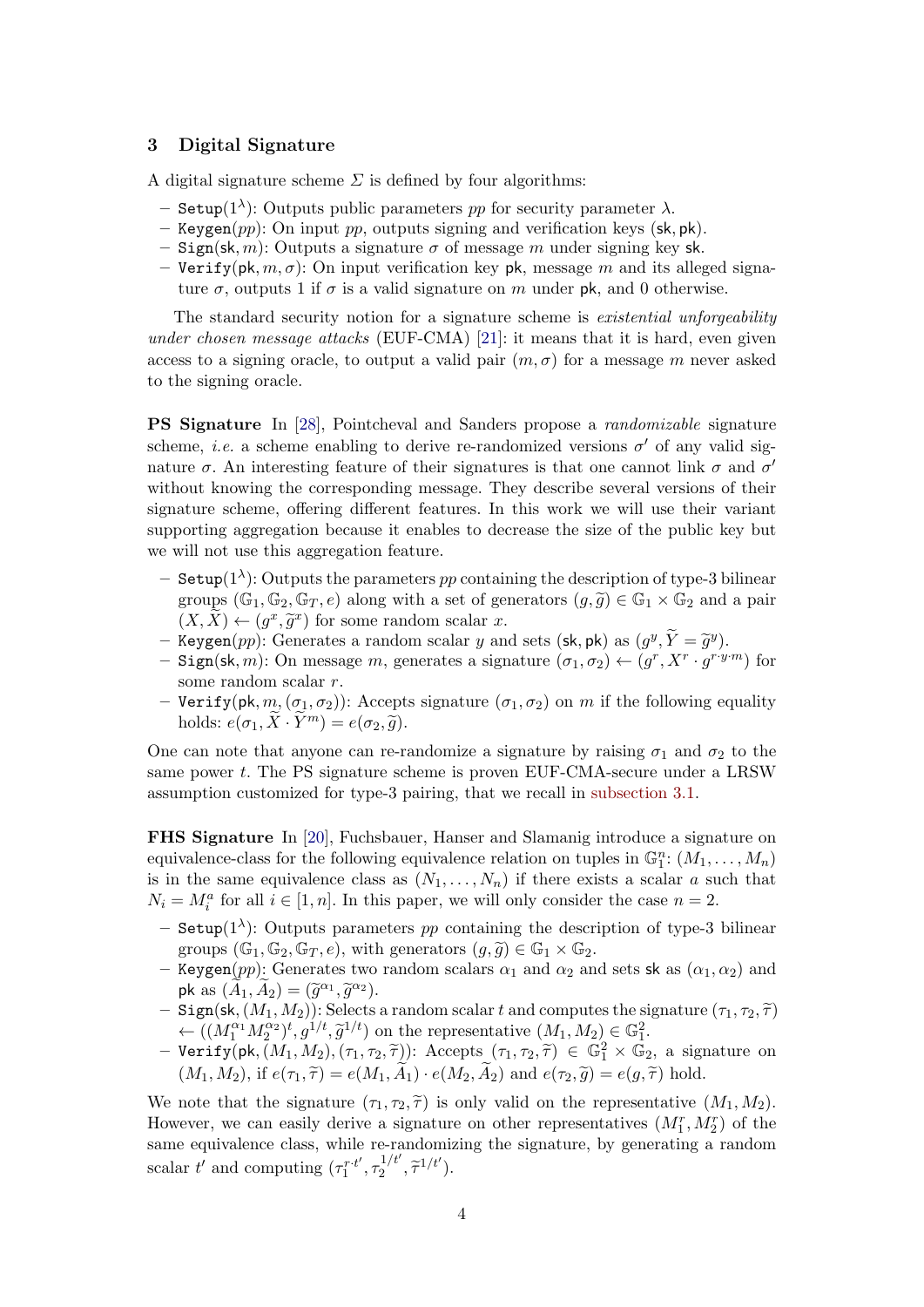## 3 Digital Signature

A digital signature scheme $\Sigma$ is defined by four algorithms:

- $\mathtt{Setup}(1^\lambda)$: Outputs public parameters $pp$ for security parameter $\lambda$.
- $\mathtt{Keygen}(pp)$: On input $pp$, outputs signing and verification keys $(\mathsf{sk}, \mathsf{pk})$.
- $\mathtt{Sign}(\mathsf{sk}, m)$: Outputs a signature $\sigma$ of message $m$ under signing key $\mathsf{sk}$.
- $\mathtt{Verify}(\mathsf{pk}, m, \sigma)$: On input verification key $\mathsf{pk}$, message $m$ and its alleged signature $\sigma$, outputs 1 if $\sigma$ is a valid signature on $m$ under $\mathsf{pk}$, and 0 otherwise.

The standard security notion for a signature scheme is *existential unforgeability under chosen message attacks* (EUF-CMA) [21]: it means that it is hard, even given access to a signing oracle, to output a valid pair $(m, \sigma)$ for a message $m$ never asked to the signing oracle.

**PS Signature** In [28], Pointcheval and Sanders propose a *randomizable* signature scheme, *i.e.* a scheme enabling to derive re-randomized versions $\sigma'$ of any valid signature $\sigma$. An interesting feature of their signatures is that one cannot link $\sigma$ and $\sigma'$ without knowing the corresponding message. They describe several versions of their signature scheme, offering different features. In this work we will use their variant supporting aggregation because it enables to decrease the size of the public key but we will not use this aggregation feature.

- $\mathtt{Setup}(1^\lambda)$: Outputs the parameters $pp$ containing the description of type-3 bilinear groups $(\mathbb{G}_1, \mathbb{G}_2, \mathbb{G}_T, e)$ along with a set of generators $(g, \widetilde{g}) \in \mathbb{G}_1 \times \mathbb{G}_2$ and a pair $(X, \widetilde{X}) \leftarrow (g^x, \widetilde{g}^x)$ for some random scalar $x$.
- $\mathtt{Keygen}(pp)$: Generates a random scalar $y$ and sets $(\mathsf{sk}, \mathsf{pk})$ as $(g^y, \widetilde{Y} = \widetilde{g}^y)$.
- $\mathtt{Sign}(\mathsf{sk}, m)$: On message $m$, generates a signature $(\sigma_1, \sigma_2) \leftarrow (g^r, X^r \cdot g^{r \cdot y \cdot m})$ for some random scalar $r$.
- $\mathtt{Verify}(\mathsf{pk}, m, (\sigma_1, \sigma_2))$: Accepts signature $(\sigma_1, \sigma_2)$ on $m$ if the following equality holds: $e(\sigma_1, \widetilde{X} \cdot \widetilde{Y}^m) = e(\sigma_2, \widetilde{g})$.

One can note that anyone can re-randomize a signature by raising $\sigma_1$ and $\sigma_2$ to the same power $t$. The PS signature scheme is proven EUF-CMA-secure under a LRSW assumption customized for type-3 pairing, that we recall in subsection 3.1.

**FHS Signature** In [20], Fuchsbauer, Hanser and Slamanig introduce a signature on equivalence-class for the following equivalence relation on tuples in $\mathbb{G}_1^n$: $(M_1, \dots, M_n)$ is in the same equivalence class as $(N_1, \dots, N_n)$ if there exists a scalar $a$ such that $N_i = M_i^a$ for all $i \in [1, n]$. In this paper, we will only consider the case $n = 2$.

- $\mathtt{Setup}(1^\lambda)$: Outputs parameters $pp$ containing the description of type-3 bilinear groups $(\mathbb{G}_1, \mathbb{G}_2, \mathbb{G}_T, e)$, with generators $(g, \widetilde{g}) \in \mathbb{G}_1 \times \mathbb{G}_2$.
- $\mathtt{Keygen}(pp)$: Generates two random scalars $\alpha_1$ and $\alpha_2$ and sets $\mathsf{sk}$ as $(\alpha_1, \alpha_2)$ and $\mathsf{pk}$ as $(\widetilde{A}_1, \widetilde{A}_2) = (\widetilde{g}^{\alpha_1}, \widetilde{g}^{\alpha_2})$.
- $\mathtt{Sign}(\mathsf{sk}, (M_1, M_2))$: Selects a random scalar $t$ and computes the signature $(\tau_1, \tau_2, \widetilde{\tau}) \leftarrow ((M_1^{\alpha_1} M_2^{\alpha_2})^t, g^{1/t}, \widetilde{g}^{1/t})$ on the representative $(M_1, M_2) \in \mathbb{G}_1^2$.
- $\mathtt{Verify}(\mathsf{pk}, (M_1, M_2), (\tau_1, \tau_2, \widetilde{\tau}))$: Accepts $(\tau_1, \tau_2, \widetilde{\tau}) \in \mathbb{G}_1^2 \times \mathbb{G}_2$, a signature on $(M_1, M_2)$, if $e(\tau_1, \widetilde{\tau}) = e(M_1, \widetilde{A}_1) \cdot e(M_2, \widetilde{A}_2)$ and $e(\tau_2, \widetilde{g}) = e(g, \widetilde{\tau})$ hold.

We note that the signature $(\tau_1, \tau_2, \widetilde{\tau})$ is only valid on the representative $(M_1, M_2)$. However, we can easily derive a signature on other representatives $(M_1^r, M_2^r)$ of the same equivalence class, while re-randomizing the signature, by generating a random scalar $t'$ and computing $(\tau_1^{r \cdot t'}, \tau_2^{1/t'}, \widetilde{\tau}^{1/t'})$.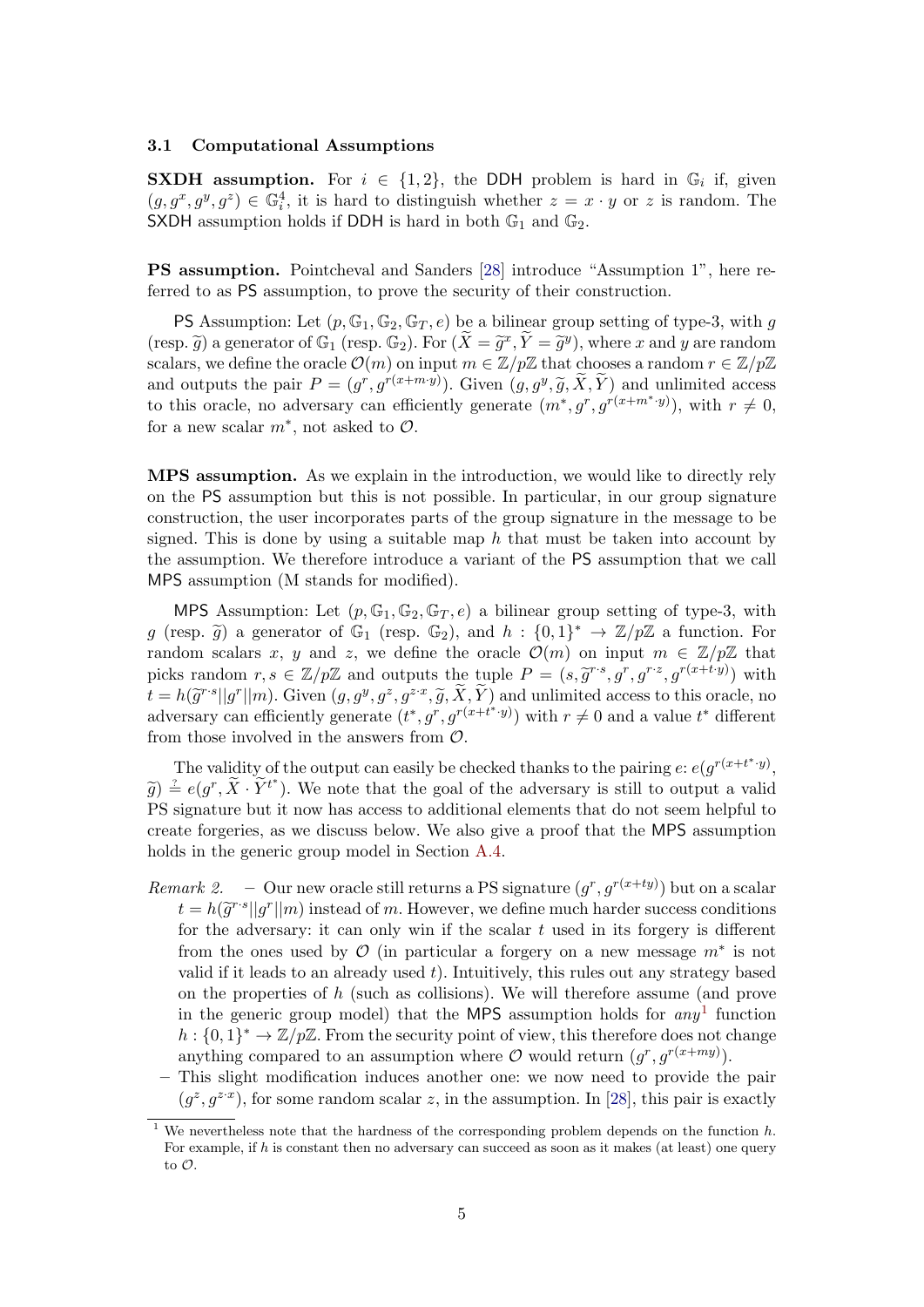### 3.1 Computational Assumptions

**SXDH assumption.** For $i \in \{1, 2\}$, the DDH problem is hard in $\mathbb{G}_i$ if, given $(g, g^x, g^y, g^z) \in \mathbb{G}_i^4$, it is hard to distinguish whether $z = x \cdot y$ or $z$ is random. The SXDH assumption holds if DDH is hard in both $\mathbb{G}_1$ and $\mathbb{G}_2$.

**PS assumption.** Pointcheval and Sanders [28] introduce "Assumption 1", here referred to as PS assumption, to prove the security of their construction.

PS Assumption: Let $(p, \mathbb{G}_1, \mathbb{G}_2, \mathbb{G}_T, e)$ be a bilinear group setting of type-3, with $g$ (resp. $\widetilde{g}$) a generator of $\mathbb{G}_1$ (resp. $\mathbb{G}_2$). For $(\widetilde{X} = \widetilde{g}^x, \widetilde{Y} = \widetilde{g}^y)$, where $x$ and $y$ are random scalars, we define the oracle $\mathcal{O}(m)$ on input $m \in \mathbb{Z}/p\mathbb{Z}$ that chooses a random $r \in \mathbb{Z}/p\mathbb{Z}$ and outputs the pair $P = (g^r, g^{r(x+m\cdot y)})$. Given $(g, g^y, \widetilde{g}, \widetilde{X}, \widetilde{Y})$ and unlimited access to this oracle, no adversary can efficiently generate $(m^*, g^r, g^{r(x+m^*\cdot y)})$, with $r \neq 0$, for a new scalar $m^*$, not asked to $\mathcal{O}$.

**MPS assumption.** As we explain in the introduction, we would like to directly rely on the PS assumption but this is not possible. In particular, in our group signature construction, the user incorporates parts of the group signature in the message to be signed. This is done by using a suitable map $h$ that must be taken into account by the assumption. We therefore introduce a variant of the PS assumption that we call MPS assumption (M stands for modified).

MPS Assumption: Let $(p, \mathbb{G}_1, \mathbb{G}_2, \mathbb{G}_T, e)$ a bilinear group setting of type-3, with $g$ (resp. $\widetilde{g}$) a generator of $\mathbb{G}_1$ (resp. $\mathbb{G}_2$), and $h : \{0,1\}^* \to \mathbb{Z}/p\mathbb{Z}$ a function. For random scalars $x$, $y$ and $z$, we define the oracle $\mathcal{O}(m)$ on input $m \in \mathbb{Z}/p\mathbb{Z}$ that picks random $r, s \in \mathbb{Z}/p\mathbb{Z}$ and outputs the tuple $P = (s, \widetilde{g}^{r\cdot s}, g^r, g^{r\cdot z}, g^{r(x+t\cdot y)})$ with $t = h(\widetilde{g}^{r\cdot s} || g^r || m)$. Given $(g, g^y, g^z, g^{z\cdot x}, \widetilde{g}, \widetilde{X}, \widetilde{Y})$ and unlimited access to this oracle, no adversary can efficiently generate $(t^*, g^r, g^{r(x+t^*\cdot y)})$ with $r \neq 0$ and a value $t^*$ different from those involved in the answers from $\mathcal{O}$.

The validity of the output can easily be checked thanks to the pairing $e$: $e(g^{r(x+t^*\cdot y)}, \widetilde{g}) \stackrel{?}{=} e(g^r, \widetilde{X} \cdot \widetilde{Y}^{t^*})$. We note that the goal of the adversary is still to output a valid PS signature but it has access to additional elements that do not seem helpful to create forgeries, as we discuss below. We also give a proof that the MPS assumption holds in the generic group model in Section A.4.

*Remark 2.*
- Our new oracle still returns a PS signature $(g^r, g^{r(x+ty)})$ but on a scalar $t = h(\widetilde{g}^{r\cdot s} || g^r || m)$ instead of $m$. However, we define much harder success conditions for the adversary: it can only win if the scalar $t$ used in its forgery is different from the ones used by $\mathcal{O}$ (in particular a forgery on a new message $m^*$ is not valid if it leads to an already used $t$). Intuitively, this rules out any strategy based on the properties of $h$ (such as collisions). We will therefore assume (and prove in the generic group model) that the MPS assumption holds for *any*[1] function $h : \{0,1\}^* \to \mathbb{Z}/p\mathbb{Z}$. From the security point of view, this therefore does not change anything compared to an assumption where $\mathcal{O}$ would return $(g^r, g^{r(x+my)})$.
- This slight modification induces another one: we now need to provide the pair $(g^z, g^{z\cdot x})$, for some random scalar $z$, in the assumption. In [28], this pair is exactly

[1] We nevertheless note that the hardness of the corresponding problem depends on the function $h$. For example, if $h$ is constant then no adversary can succeed as soon as it makes (at least) one query to $\mathcal{O}$.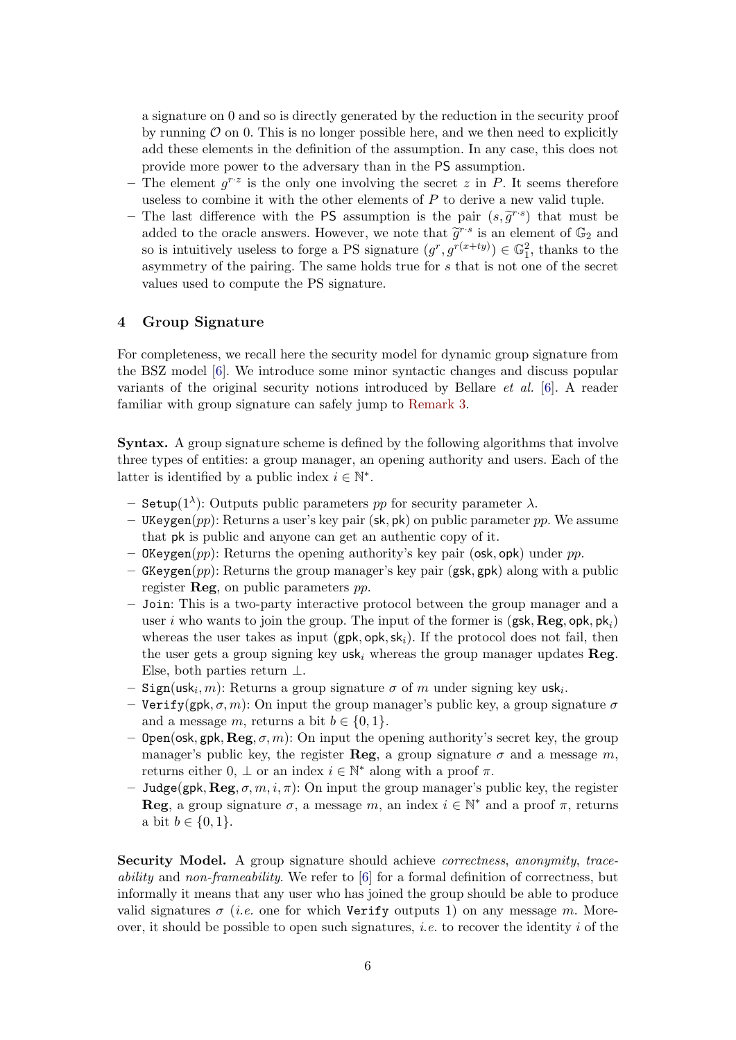a signature on 0 and so is directly generated by the reduction in the security proof by running $\mathcal{O}$ on 0. This is no longer possible here, and we then need to explicitly add these elements in the definition of the assumption. In any case, this does not provide more power to the adversary than in the PS assumption.

- The element $g^{r \cdot z}$ is the only one involving the secret $z$ in $P$. It seems therefore useless to combine it with the other elements of $P$ to derive a new valid tuple.
- The last difference with the PS assumption is the pair $(s, \widetilde{g}^{r \cdot s})$ that must be added to the oracle answers. However, we note that $\widetilde{g}^{r \cdot s}$ is an element of $\mathbb{G}_2$ and so is intuitively useless to forge a PS signature $(g^r, g^{r(x+ty)}) \in \mathbb{G}_1^2$, thanks to the asymmetry of the pairing. The same holds true for $s$ that is not one of the secret values used to compute the PS signature.

## 4 Group Signature

For completeness, we recall here the security model for dynamic group signature from the BSZ model [6]. We introduce some minor syntactic changes and discuss popular variants of the original security notions introduced by Bellare *et al.* [6]. A reader familiar with group signature can safely jump to Remark 3.

**Syntax.** A group signature scheme is defined by the following algorithms that involve three types of entities: a group manager, an opening authority and users. Each of the latter is identified by a public index $i \in \mathbb{N}^*$.

- $\texttt{Setup}(1^\lambda)$: Outputs public parameters $pp$ for security parameter $\lambda$.
- $\texttt{UKeygen}(pp)$: Returns a user's key pair $(\mathsf{sk}, \mathsf{pk})$ on public parameter $pp$. We assume that $\mathsf{pk}$ is public and anyone can get an authentic copy of it.
- $\texttt{OKeygen}(pp)$: Returns the opening authority's key pair $(\mathsf{osk}, \mathsf{opk})$ under $pp$.
- $\texttt{GKeygen}(pp)$: Returns the group manager's key pair $(\mathsf{gsk}, \mathsf{gpk})$ along with a public register $\mathbf{Reg}$, on public parameters $pp$.
- $\texttt{Join}$: This is a two-party interactive protocol between the group manager and a user $i$ who wants to join the group. The input of the former is $(\mathsf{gsk}, \mathbf{Reg}, \mathsf{opk}, \mathsf{pk}_i)$ whereas the user takes as input $(\mathsf{gpk}, \mathsf{opk}, \mathsf{sk}_i)$. If the protocol does not fail, then the user gets a group signing key $\mathsf{usk}_i$ whereas the group manager updates $\mathbf{Reg}$. Else, both parties return $\perp$.
- $\texttt{Sign}(\mathsf{usk}_i, m)$: Returns a group signature $\sigma$ of $m$ under signing key $\mathsf{usk}_i$.
- $\texttt{Verify}(\mathsf{gpk}, \sigma, m)$: On input the group manager's public key, a group signature $\sigma$ and a message $m$, returns a bit $b \in \{0, 1\}$.
- $\texttt{Open}(\mathsf{osk}, \mathsf{gpk}, \mathbf{Reg}, \sigma, m)$: On input the opening authority's secret key, the group manager's public key, the register $\mathbf{Reg}$, a group signature $\sigma$ and a message $m$, returns either 0, $\perp$ or an index $i \in \mathbb{N}^*$ along with a proof $\pi$.
- $\texttt{Judge}(\mathsf{gpk}, \mathbf{Reg}, \sigma, m, i, \pi)$: On input the group manager's public key, the register $\mathbf{Reg}$, a group signature $\sigma$, a message $m$, an index $i \in \mathbb{N}^*$ and a proof $\pi$, returns a bit $b \in \{0, 1\}$.

**Security Model.** A group signature should achieve *correctness*, *anonymity*, *traceability* and *non-frameability*. We refer to [6] for a formal definition of correctness, but informally it means that any user who has joined the group should be able to produce valid signatures $\sigma$ (*i.e.* one for which $\texttt{Verify}$ outputs 1) on any message $m$. Moreover, it should be possible to open such signatures, *i.e.* to recover the identity $i$ of the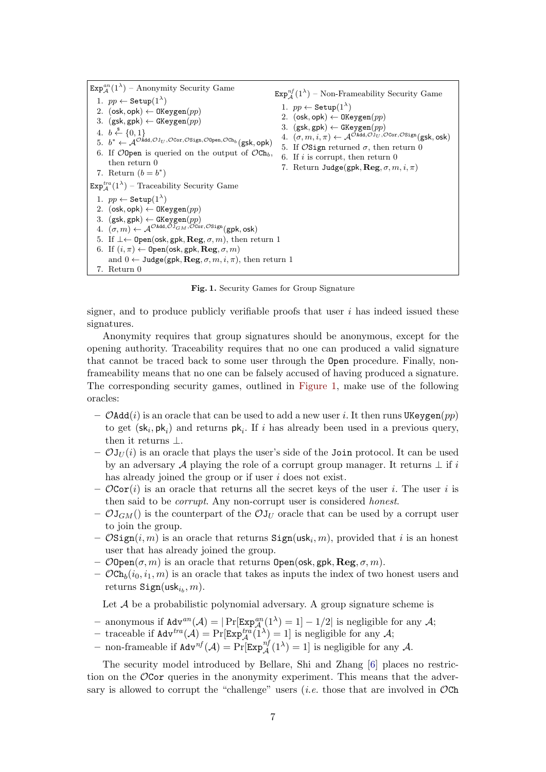$\mathtt{Exp}^{an}_{\mathcal{A}}(1^\lambda)$ – Anonymity Security Game

1. $pp \leftarrow \mathtt{Setup}(1^\lambda)$
2. $(\mathsf{osk}, \mathsf{opk}) \leftarrow \mathtt{OKeygen}(pp)$
3. $(\mathsf{gsk}, \mathsf{gpk}) \leftarrow \mathtt{GKeygen}(pp)$
4. $b \xleftarrow{\$} \{0, 1\}$
5. $b^* \leftarrow \mathcal{A}^{\mathcal{O}\mathtt{Add}, \mathcal{O}\mathtt{J}_U, \mathcal{O}\mathtt{Cor}, \mathcal{O}\mathtt{Sign}, \mathcal{O}\mathtt{Open}, \mathcal{O}\mathtt{Ch}_b}(\mathsf{gsk}, \mathsf{opk})$
6. If $\mathcal{O}\mathtt{Open}$ is queried on the output of $\mathcal{O}\mathtt{Ch}_b$, then return 0
7. Return $(b = b^*)$

$\mathtt{Exp}^{tra}_{\mathcal{A}}(1^\lambda)$ – Traceability Security Game

1. $pp \leftarrow \mathtt{Setup}(1^\lambda)$
2. $(\mathsf{osk}, \mathsf{opk}) \leftarrow \mathtt{OKeygen}(pp)$
3. $(\mathsf{gsk}, \mathsf{gpk}) \leftarrow \mathtt{GKeygen}(pp)$
4. $(\sigma, m) \leftarrow \mathcal{A}^{\mathcal{O}\mathtt{Add}, \mathcal{O}\mathtt{J}_{GM}, \mathcal{O}\mathtt{Cor}, \mathcal{O}\mathtt{Sign}}(\mathsf{gpk}, \mathsf{osk})$
5. If $\perp \leftarrow \mathtt{Open}(\mathsf{osk}, \mathsf{gpk}, \mathbf{Reg}, \sigma, m)$, then return 1
6. If $(i, \pi) \leftarrow \mathtt{Open}(\mathsf{osk}, \mathsf{gpk}, \mathbf{Reg}, \sigma, m)$ and $0 \leftarrow \mathtt{Judge}(\mathsf{gpk}, \mathbf{Reg}, \sigma, m, i, \pi)$, then return 1
7. Return 0

$\mathtt{Exp}^{nf}_{\mathcal{A}}(1^\lambda)$ – Non-Frameability Security Game

1. $pp \leftarrow \mathtt{Setup}(1^\lambda)$
2. $(\mathsf{osk}, \mathsf{opk}) \leftarrow \mathtt{OKeygen}(pp)$
3. $(\mathsf{gsk}, \mathsf{gpk}) \leftarrow \mathtt{GKeygen}(pp)$
4. $(\sigma, m, i, \pi) \leftarrow \mathcal{A}^{\mathcal{O}\mathtt{Add}, \mathcal{O}\mathtt{J}_U, \mathcal{O}\mathtt{Cor}, \mathcal{O}\mathtt{Sign}}(\mathsf{gsk}, \mathsf{osk})$
5. If $\mathcal{O}\mathtt{Sign}$ returned $\sigma$, then return 0
6. If $i$ is corrupt, then return 0
7. Return $\mathtt{Judge}(\mathsf{gpk}, \mathbf{Reg}, \sigma, m, i, \pi)$

**Fig. 1.** Security Games for Group Signature

signer, and to produce publicly verifiable proofs that user $i$ has indeed issued these signatures.

Anonymity requires that group signatures should be anonymous, except for the opening authority. Traceability requires that no one can produced a valid signature that cannot be traced back to some user through the Open procedure. Finally, non-frameability means that no one can be falsely accused of having produced a signature. The corresponding security games, outlined in Figure 1, make use of the following oracles:

- $\mathcal{O}\mathtt{Add}(i)$ is an oracle that can be used to add a new user $i$. It then runs $\mathtt{UKeygen}(pp)$ to get $(\mathsf{sk}_i, \mathsf{pk}_i)$ and returns $\mathsf{pk}_i$. If $i$ has already been used in a previous query, then it returns $\perp$.
- $\mathcal{O}\mathtt{J}_U(i)$ is an oracle that plays the user's side of the Join protocol. It can be used by an adversary $\mathcal{A}$ playing the role of a corrupt group manager. It returns $\perp$ if $i$ has already joined the group or if user $i$ does not exist.
- $\mathcal{O}\mathtt{Cor}(i)$ is an oracle that returns all the secret keys of the user $i$. The user $i$ is then said to be *corrupt*. Any non-corrupt user is considered *honest*.
- $\mathcal{O}\mathtt{J}_{GM}()$ is the counterpart of the $\mathcal{O}\mathtt{J}_U$ oracle that can be used by a corrupt user to join the group.
- $\mathcal{O}\mathtt{Sign}(i, m)$ is an oracle that returns $\mathtt{Sign}(\mathsf{usk}_i, m)$, provided that $i$ is an honest user that has already joined the group.
- $\mathcal{O}\mathtt{Open}(\sigma, m)$ is an oracle that returns $\mathtt{Open}(\mathsf{osk}, \mathsf{gpk}, \mathbf{Reg}, \sigma, m)$.
- $\mathcal{O}\mathtt{Ch}_b(i_0, i_1, m)$ is an oracle that takes as inputs the index of two honest users and returns $\mathtt{Sign}(\mathsf{usk}_{i_b}, m)$.

Let $\mathcal{A}$ be a probabilistic polynomial adversary. A group signature scheme is

- anonymous if $\mathtt{Adv}^{an}(\mathcal{A}) = |\Pr[\mathtt{Exp}^{an}_{\mathcal{A}}(1^\lambda) = 1] - 1/2|$ is negligible for any $\mathcal{A}$;
- traceable if $\mathtt{Adv}^{tra}(\mathcal{A}) = \Pr[\mathtt{Exp}^{tra}_{\mathcal{A}}(1^\lambda) = 1]$ is negligible for any $\mathcal{A}$;
- non-frameable if $\mathtt{Adv}^{nf}(\mathcal{A}) = \Pr[\mathtt{Exp}^{nf}_{\mathcal{A}}(1^\lambda) = 1]$ is negligible for any $\mathcal{A}$.

The security model introduced by Bellare, Shi and Zhang [6] places no restriction on the $\mathcal{O}\mathtt{Cor}$ queries in the anonymity experiment. This means that the adversary is allowed to corrupt the "challenge" users (*i.e.* those that are involved in $\mathcal{O}\mathtt{Ch}$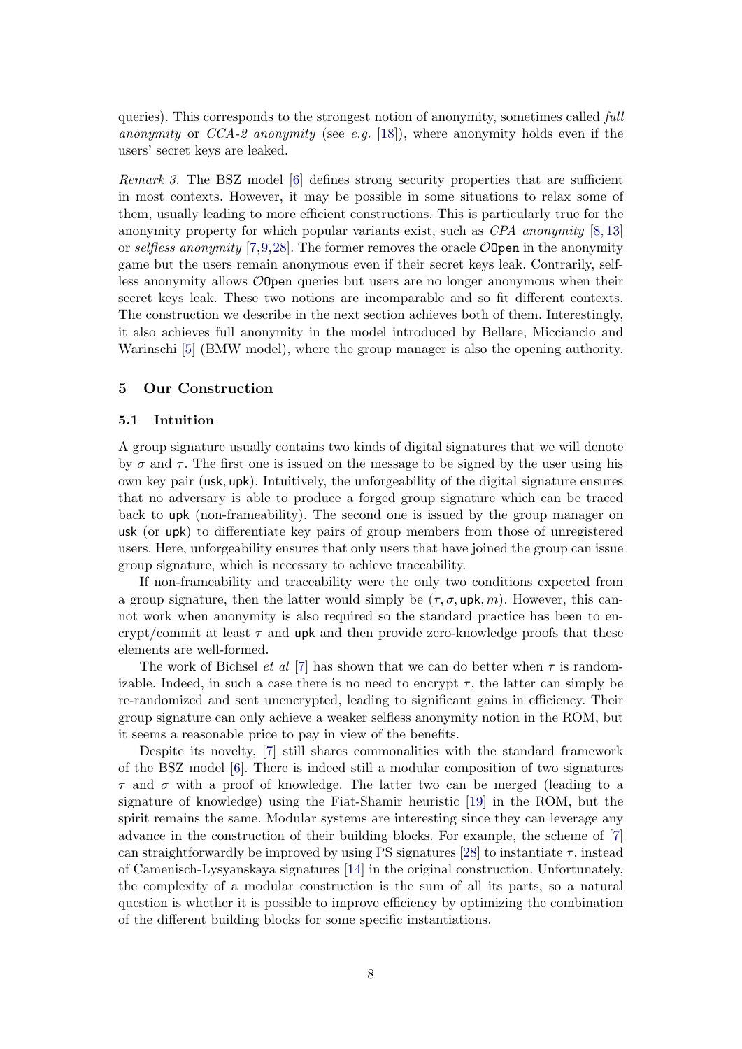queries). This corresponds to the strongest notion of anonymity, sometimes called *full anonymity* or *CCA-2 anonymity* (see *e.g.* [18]), where anonymity holds even if the users' secret keys are leaked.

*Remark 3.* The BSZ model [6] defines strong security properties that are sufficient in most contexts. However, it may be possible in some situations to relax some of them, usually leading to more efficient constructions. This is particularly true for the anonymity property for which popular variants exist, such as *CPA anonymity* [8,13] or *selfless anonymity* [7,9,28]. The former removes the oracle $\mathcal{O}\texttt{Open}$ in the anonymity game but the users remain anonymous even if their secret keys leak. Contrarily, selfless anonymity allows $\mathcal{O}\texttt{Open}$ queries but users are no longer anonymous when their secret keys leak. These two notions are incomparable and so fit different contexts. The construction we describe in the next section achieves both of them. Interestingly, it also achieves full anonymity in the model introduced by Bellare, Micciancio and Warinschi [5] (BMW model), where the group manager is also the opening authority.

## 5 Our Construction

### 5.1 Intuition

A group signature usually contains two kinds of digital signatures that we will denote by $\sigma$ and $\tau$. The first one is issued on the message to be signed by the user using his own key pair ($\mathsf{usk}, \mathsf{upk}$). Intuitively, the unforgeability of the digital signature ensures that no adversary is able to produce a forged group signature which can be traced back to $\mathsf{upk}$ (non-frameability). The second one is issued by the group manager on $\mathsf{usk}$ (or $\mathsf{upk}$) to differentiate key pairs of group members from those of unregistered users. Here, unforgeability ensures that only users that have joined the group can issue group signature, which is necessary to achieve traceability.

If non-frameability and traceability were the only two conditions expected from a group signature, then the latter would simply be $(\tau, \sigma, \mathsf{upk}, m)$. However, this cannot work when anonymity is also required so the standard practice has been to encrypt/commit at least $\tau$ and $\mathsf{upk}$ and then provide zero-knowledge proofs that these elements are well-formed.

The work of Bichsel *et al* [7] has shown that we can do better when $\tau$ is randomizable. Indeed, in such a case there is no need to encrypt $\tau$, the latter can simply be re-randomized and sent unencrypted, leading to significant gains in efficiency. Their group signature can only achieve a weaker selfless anonymity notion in the ROM, but it seems a reasonable price to pay in view of the benefits.

Despite its novelty, [7] still shares commonalities with the standard framework of the BSZ model [6]. There is indeed still a modular composition of two signatures $\tau$ and $\sigma$ with a proof of knowledge. The latter two can be merged (leading to a signature of knowledge) using the Fiat-Shamir heuristic [19] in the ROM, but the spirit remains the same. Modular systems are interesting since they can leverage any advance in the construction of their building blocks. For example, the scheme of [7] can straightforwardly be improved by using PS signatures [28] to instantiate $\tau$, instead of Camenisch-Lysyanskaya signatures [14] in the original construction. Unfortunately, the complexity of a modular construction is the sum of all its parts, so a natural question is whether it is possible to improve efficiency by optimizing the combination of the different building blocks for some specific instantiations.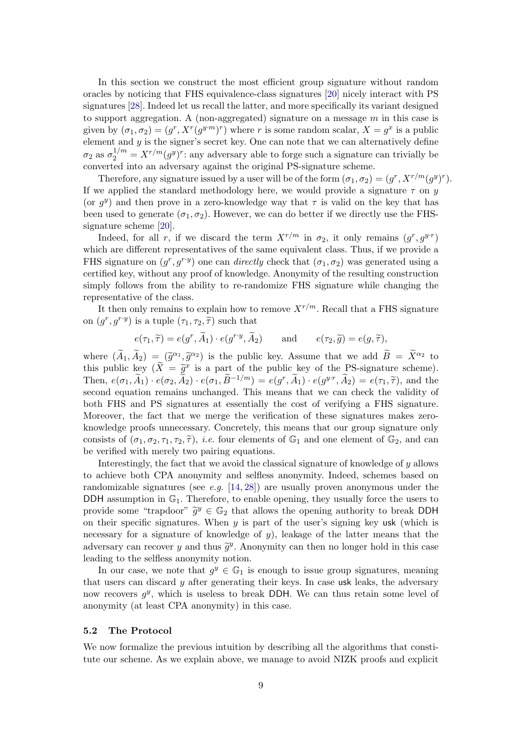In this section we construct the most efficient group signature without random oracles by noticing that FHS equivalence-class signatures [20] nicely interact with PS signatures [28]. Indeed let us recall the latter, and more specifically its variant designed to support aggregation. A (non-aggregated) signature on a message $m$ in this case is given by $(\sigma_1, \sigma_2) = (g^r, X^r(g^{y \cdot m})^r)$ where $r$ is some random scalar, $X = g^x$ is a public element and $y$ is the signer's secret key. One can note that we can alternatively define $\sigma_2$ as $\sigma_2^{1/m} = X^{r/m}(g^y)^r$: any adversary able to forge such a signature can trivially be converted into an adversary against the original PS-signature scheme.

Therefore, any signature issued by a user will be of the form $(\sigma_1, \sigma_2) = (g^r, X^{r/m}(g^y)^r)$. If we applied the standard methodology here, we would provide a signature $\tau$ on $y$ (or $g^y$) and then prove in a zero-knowledge way that $\tau$ is valid on the key that has been used to generate $(\sigma_1, \sigma_2)$. However, we can do better if we directly use the FHS-signature scheme [20].

Indeed, for all $r$, if we discard the term $X^{r/m}$ in $\sigma_2$, it only remains $(g^r, g^{y \cdot r})$ which are different representatives of the same equivalent class. Thus, if we provide a FHS signature on $(g^r, g^{r \cdot y})$ one can *directly* check that $(\sigma_1, \sigma_2)$ was generated using a certified key, without any proof of knowledge. Anonymity of the resulting construction simply follows from the ability to re-randomize FHS signature while changing the representative of the class.

It then only remains to explain how to remove $X^{r/m}$. Recall that a FHS signature on $(g^r, g^{r \cdot y})$ is a tuple $(\tau_1, \tau_2, \widetilde{\tau})$ such that

$$e(\tau_1, \widetilde{\tau}) = e(g^r, \widetilde{A}_1) \cdot e(g^{r \cdot y}, \widetilde{A}_2) \qquad \text{and} \qquad e(\tau_2, \widetilde{g}) = e(g, \widetilde{\tau}),$$

where $(\widetilde{A}_1, \widetilde{A}_2) = (\widetilde{g}^{\alpha_1}, \widetilde{g}^{\alpha_2})$ is the public key. Assume that we add $\widetilde{B} = \widetilde{X}^{\alpha_2}$ to this public key ($\widetilde{X} = \widetilde{g}^x$ is a part of the public key of the PS-signature scheme). Then, $e(\sigma_1, \widetilde{A}_1) \cdot e(\sigma_2, \widetilde{A}_2) \cdot e(\sigma_1, \widetilde{B}^{-1/m}) = e(g^r, \widetilde{A}_1) \cdot e(g^{y \cdot r}, \widetilde{A}_2) = e(\tau_1, \widetilde{\tau})$, and the second equation remains unchanged. This means that we can check the validity of both FHS and PS signatures at essentially the cost of verifying a FHS signature. Moreover, the fact that we merge the verification of these signatures makes zero-knowledge proofs unnecessary. Concretely, this means that our group signature only consists of $(\sigma_1, \sigma_2, \tau_1, \tau_2, \widetilde{\tau})$, *i.e.* four elements of $\mathbb{G}_1$ and one element of $\mathbb{G}_2$, and can be verified with merely two pairing equations.

Interestingly, the fact that we avoid the classical signature of knowledge of $y$ allows to achieve both CPA anonymity and selfless anonymity. Indeed, schemes based on randomizable signatures (see *e.g.* [14, 28]) are usually proven anonymous under the DDH assumption in $\mathbb{G}_1$. Therefore, to enable opening, they usually force the users to provide some "trapdoor" $\widetilde{g}^y \in \mathbb{G}_2$ that allows the opening authority to break DDH on their specific signatures. When $y$ is part of the user's signing key usk (which is necessary for a signature of knowledge of $y$), leakage of the latter means that the adversary can recover $y$ and thus $\widetilde{g}^y$. Anonymity can then no longer hold in this case leading to the selfless anonymity notion.

In our case, we note that $g^y \in \mathbb{G}_1$ is enough to issue group signatures, meaning that users can discard $y$ after generating their keys. In case usk leaks, the adversary now recovers $g^y$, which is useless to break DDH. We can thus retain some level of anonymity (at least CPA anonymity) in this case.

### 5.2 The Protocol

We now formalize the previous intuition by describing all the algorithms that constitute our scheme. As we explain above, we manage to avoid NIZK proofs and explicit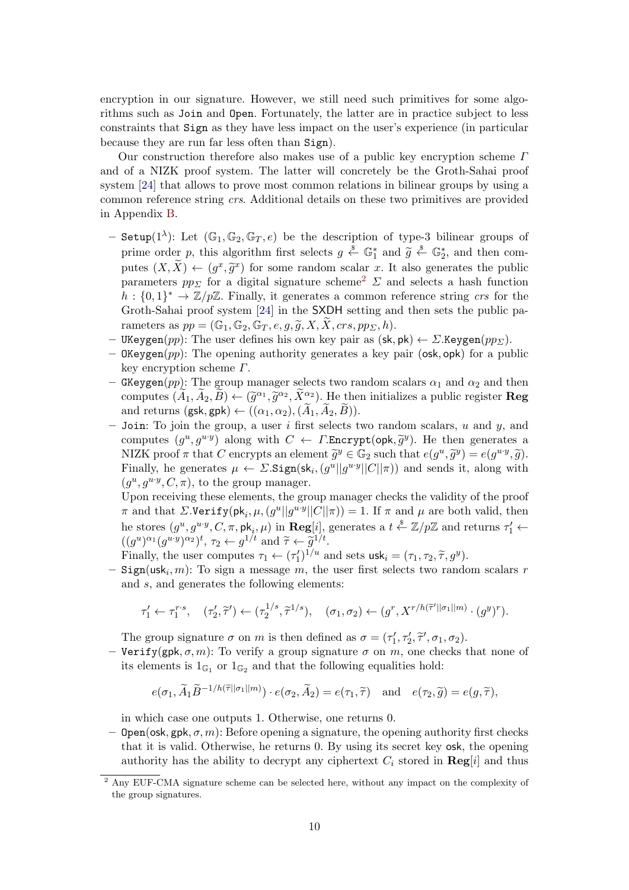encryption in our signature. However, we still need such primitives for some algorithms such as `Join` and `Open`. Fortunately, the latter are in practice subject to less constraints that `Sign` as they have less impact on the user's experience (in particular because they are run far less often than `Sign`).

Our construction therefore also makes use of a public key encryption scheme $\Gamma$ and of a NIZK proof system. The latter will concretely be the Groth-Sahai proof system [24] that allows to prove most common relations in bilinear groups by using a common reference string *crs*. Additional details on these two primitives are provided in Appendix B.

- $\texttt{Setup}(1^\lambda)$: Let $(\mathbb{G}_1, \mathbb{G}_2, \mathbb{G}_T, e)$ be the description of type-3 bilinear groups of prime order $p$, this algorithm first selects $g \xleftarrow{\$} \mathbb{G}_1^*$ and $\widetilde{g} \xleftarrow{\$} \mathbb{G}_2^*$, and then computes $(X, \widetilde{X}) \leftarrow (g^x, \widetilde{g}^x)$ for some random scalar $x$. It also generates the public parameters $pp_\Sigma$ for a digital signature scheme[2] $\Sigma$ and selects a hash function $h : \{0,1\}^* \rightarrow \mathbb{Z}/p\mathbb{Z}$. Finally, it generates a common reference string *crs* for the Groth-Sahai proof system [24] in the SXDH setting and then sets the public parameters as $pp = (\mathbb{G}_1, \mathbb{G}_2, \mathbb{G}_T, e, g, \widetilde{g}, X, \widetilde{X}, crs, pp_\Sigma, h)$.
- $\texttt{UKeygen}(pp)$: The user defines his own key pair as $(\mathsf{sk}, \mathsf{pk}) \leftarrow \Sigma.\texttt{Keygen}(pp_\Sigma)$.
- $\texttt{OKeygen}(pp)$: The opening authority generates a key pair $(\mathsf{osk}, \mathsf{opk})$ for a public key encryption scheme $\Gamma$.
- $\texttt{GKeygen}(pp)$: The group manager selects two random scalars $\alpha_1$ and $\alpha_2$ and then computes $(\widetilde{A}_1, \widetilde{A}_2, \widetilde{B}) \leftarrow (\widetilde{g}^{\alpha_1}, \widetilde{g}^{\alpha_2}, \widetilde{X}^{\alpha_2})$. He then initializes a public register **Reg** and returns $(\mathsf{gsk}, \mathsf{gpk}) \leftarrow ((\alpha_1, \alpha_2), (\widetilde{A}_1, \widetilde{A}_2, \widetilde{B}))$.
- `Join`: To join the group, a user $i$ first selects two random scalars, $u$ and $y$, and computes $(g^u, g^{u \cdot y})$ along with $C \leftarrow \Gamma.\texttt{Encrypt}(\mathsf{opk}, \widetilde{g}^y)$. He then generates a NIZK proof $\pi$ that $C$ encrypts an element $\widetilde{g}^y \in \mathbb{G}_2$ such that $e(g^u, \widetilde{g}^y) = e(g^{u \cdot y}, \widetilde{g})$. Finally, he generates $\mu \leftarrow \Sigma.\texttt{Sign}(\mathsf{sk}_i, (g^u || g^{u \cdot y} || C || \pi))$ and sends it, along with $(g^u, g^{u \cdot y}, C, \pi)$, to the group manager.

  Upon receiving these elements, the group manager checks the validity of the proof $\pi$ and that $\Sigma.\texttt{Verify}(\mathsf{pk}_i, \mu, (g^u || g^{u \cdot y} || C || \pi)) = 1$. If $\pi$ and $\mu$ are both valid, then he stores $(g^u, g^{u \cdot y}, C, \pi, \mathsf{pk}_i, \mu)$ in $\mathbf{Reg}[i]$, generates a $t \xleftarrow{\$} \mathbb{Z}/p\mathbb{Z}$ and returns $\tau_1' \leftarrow ((g^u)^{\alpha_1} (g^{u \cdot y})^{\alpha_2})^t$, $\tau_2 \leftarrow g^{1/t}$ and $\widetilde{\tau} \leftarrow \widetilde{g}^{1/t}$.

  Finally, the user computes $\tau_1 \leftarrow (\tau_1')^{1/u}$ and sets $\mathsf{usk}_i = (\tau_1, \tau_2, \widetilde{\tau}, g^y)$.
- $\texttt{Sign}(\mathsf{usk}_i, m)$: To sign a message $m$, the user first selects two random scalars $r$ and $s$, and generates the following elements:

$$\tau_1' \leftarrow \tau_1^{r \cdot s}, \quad (\tau_2', \widetilde{\tau}') \leftarrow (\tau_2^{1/s}, \widetilde{\tau}^{1/s}), \quad (\sigma_1, \sigma_2) \leftarrow (g^r, X^{r/h(\widetilde{\tau}' || \sigma_1 || m)} \cdot (g^y)^r).$$

  The group signature $\sigma$ on $m$ is then defined as $\sigma = (\tau_1', \tau_2', \widetilde{\tau}', \sigma_1, \sigma_2)$.
- $\texttt{Verify}(\mathsf{gpk}, \sigma, m)$: To verify a group signature $\sigma$ on $m$, one checks that none of its elements is $1_{\mathbb{G}_1}$ or $1_{\mathbb{G}_2}$ and that the following equalities hold:

$$e(\sigma_1, \widetilde{A}_1 \widetilde{B}^{-1/h(\widetilde{\tau} || \sigma_1 || m)}) \cdot e(\sigma_2, \widetilde{A}_2) = e(\tau_1, \widetilde{\tau}) \quad \text{and} \quad e(\tau_2, \widetilde{g}) = e(g, \widetilde{\tau}),$$

  in which case one outputs 1. Otherwise, one returns 0.
- $\texttt{Open}(\mathsf{osk}, \mathsf{gpk}, \sigma, m)$: Before opening a signature, the opening authority first checks that it is valid. Otherwise, he returns 0. By using its secret key $\mathsf{osk}$, the opening authority has the ability to decrypt any ciphertext $C_i$ stored in $\mathbf{Reg}[i]$ and thus

[2] Any EUF-CMA signature scheme can be selected here, without any impact on the complexity of the group signatures.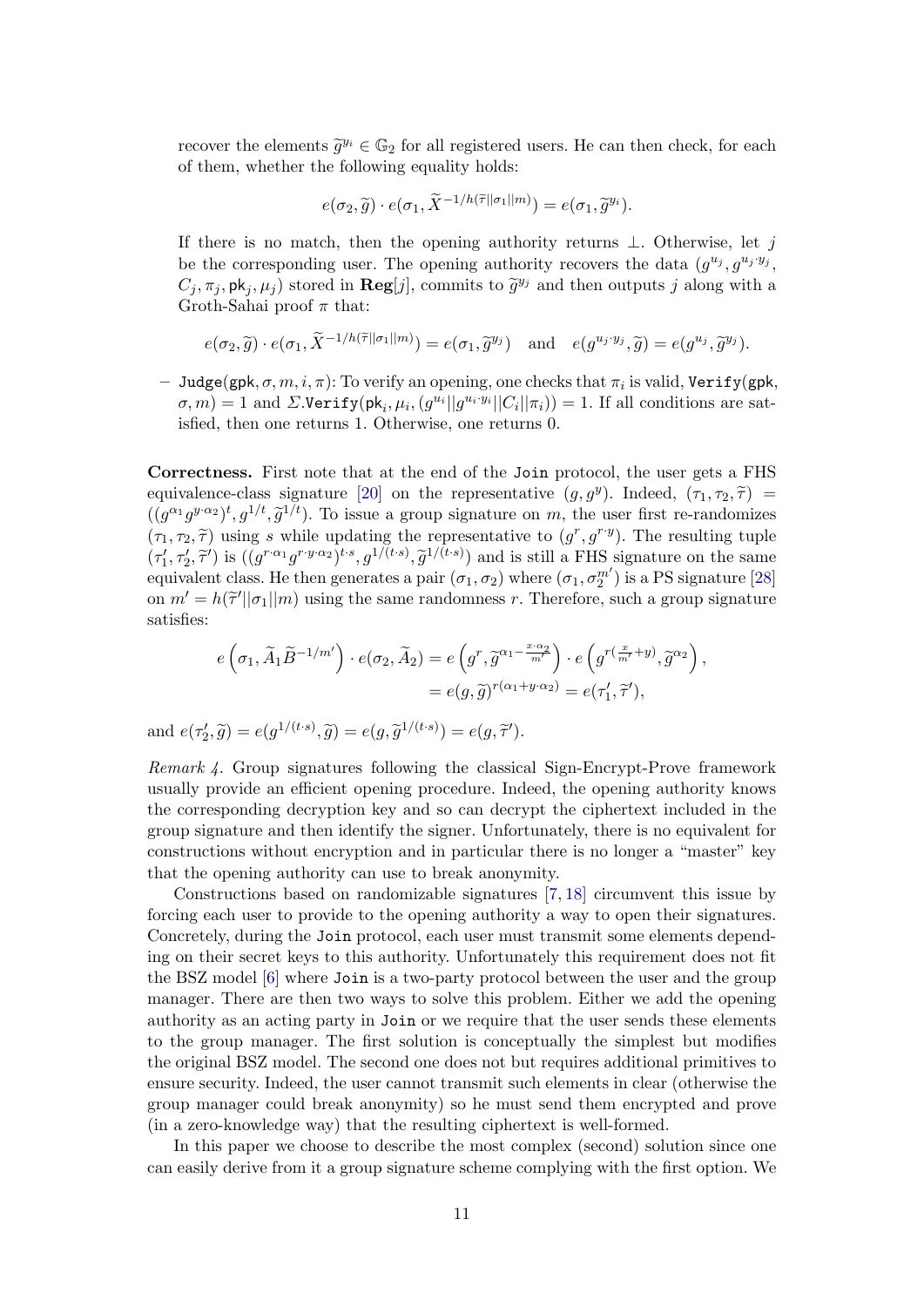recover the elements $\widetilde{g}^{y_i} \in \mathbb{G}_2$ for all registered users. He can then check, for each of them, whether the following equality holds:

$$e(\sigma_2, \widetilde{g}) \cdot e(\sigma_1, \widetilde{X}^{-1/h(\widetilde{\tau}||\sigma_1||m)}) = e(\sigma_1, \widetilde{g}^{y_i}).$$

If there is no match, then the opening authority returns $\perp$. Otherwise, let $j$ be the corresponding user. The opening authority recovers the data $(g^{u_j}, g^{u_j \cdot y_j}, C_j, \pi_j, \mathsf{pk}_j, \mu_j)$ stored in $\mathbf{Reg}[j]$, commits to $\widetilde{g}^{y_j}$ and then outputs $j$ along with a Groth-Sahai proof $\pi$ that:

$$e(\sigma_2, \widetilde{g}) \cdot e(\sigma_1, \widetilde{X}^{-1/h(\widetilde{\tau}||\sigma_1||m)}) = e(\sigma_1, \widetilde{g}^{y_j}) \quad \text{and} \quad e(g^{u_j \cdot y_j}, \widetilde{g}) = e(g^{u_j}, \widetilde{g}^{y_j}).$$

– $\mathtt{Judge}(\mathsf{gpk}, \sigma, m, i, \pi)$: To verify an opening, one checks that $\pi_i$ is valid, $\mathtt{Verify}(\mathsf{gpk}, \sigma, m) = 1$ and $\Sigma.\mathtt{Verify}(\mathsf{pk}_i, \mu_i, (g^{u_i}||g^{u_i \cdot y_i}||C_i||\pi_i)) = 1$. If all conditions are satisfied, then one returns 1. Otherwise, one returns 0.

**Correctness.** First note that at the end of the $\mathtt{Join}$ protocol, the user gets a FHS equivalence-class signature [20] on the representative $(g, g^y)$. Indeed, $(\tau_1, \tau_2, \widetilde{\tau}) = ((g^{\alpha_1} g^{y \cdot \alpha_2})^t, g^{1/t}, \widetilde{g}^{1/t})$. To issue a group signature on $m$, the user first re-randomizes $(\tau_1, \tau_2, \widetilde{\tau})$ using $s$ while updating the representative to $(g^r, g^{r \cdot y})$. The resulting tuple $(\tau_1', \tau_2', \widetilde{\tau}')$ is $((g^{r \cdot \alpha_1} g^{r \cdot y \cdot \alpha_2})^{t \cdot s}, g^{1/(t \cdot s)}, \widetilde{g}^{1/(t \cdot s)})$ and is still a FHS signature on the same equivalent class. He then generates a pair $(\sigma_1, \sigma_2)$ where $(\sigma_1, \sigma_2^{m'})$ is a PS signature [28] on $m' = h(\widetilde{\tau}'||\sigma_1||m)$ using the same randomness $r$. Therefore, such a group signature satisfies:

$$\begin{aligned} e\left(\sigma_1, \widetilde{A}_1 \widetilde{B}^{-1/m'}\right) \cdot e(\sigma_2, \widetilde{A}_2) &= e\left(g^r, \widetilde{g}^{\alpha_1 - \frac{x \cdot \alpha_2}{m'}}\right) \cdot e\left(g^{r(\frac{x}{m'} + y)}, \widetilde{g}^{\alpha_2}\right), \\ &= e(g, \widetilde{g})^{r(\alpha_1 + y \cdot \alpha_2)} = e(\tau_1', \widetilde{\tau}'), \end{aligned}$$

and $e(\tau_2', \widetilde{g}) = e(g^{1/(t \cdot s)}, \widetilde{g}) = e(g, \widetilde{g}^{1/(t \cdot s)}) = e(g, \widetilde{\tau}')$.

*Remark 4.* Group signatures following the classical Sign-Encrypt-Prove framework usually provide an efficient opening procedure. Indeed, the opening authority knows the corresponding decryption key and so can decrypt the ciphertext included in the group signature and then identify the signer. Unfortunately, there is no equivalent for constructions without encryption and in particular there is no longer a "master" key that the opening authority can use to break anonymity.

Constructions based on randomizable signatures [7, 18] circumvent this issue by forcing each user to provide to the opening authority a way to open their signatures. Concretely, during the $\mathtt{Join}$ protocol, each user must transmit some elements depending on their secret keys to this authority. Unfortunately this requirement does not fit the BSZ model [6] where $\mathtt{Join}$ is a two-party protocol between the user and the group manager. There are then two ways to solve this problem. Either we add the opening authority as an acting party in $\mathtt{Join}$ or we require that the user sends these elements to the group manager. The first solution is conceptually the simplest but modifies the original BSZ model. The second one does not but requires additional primitives to ensure security. Indeed, the user cannot transmit such elements in clear (otherwise the group manager could break anonymity) so he must send them encrypted and prove (in a zero-knowledge way) that the resulting ciphertext is well-formed.

In this paper we choose to describe the most complex (second) solution since one can easily derive from it a group signature scheme complying with the first option. We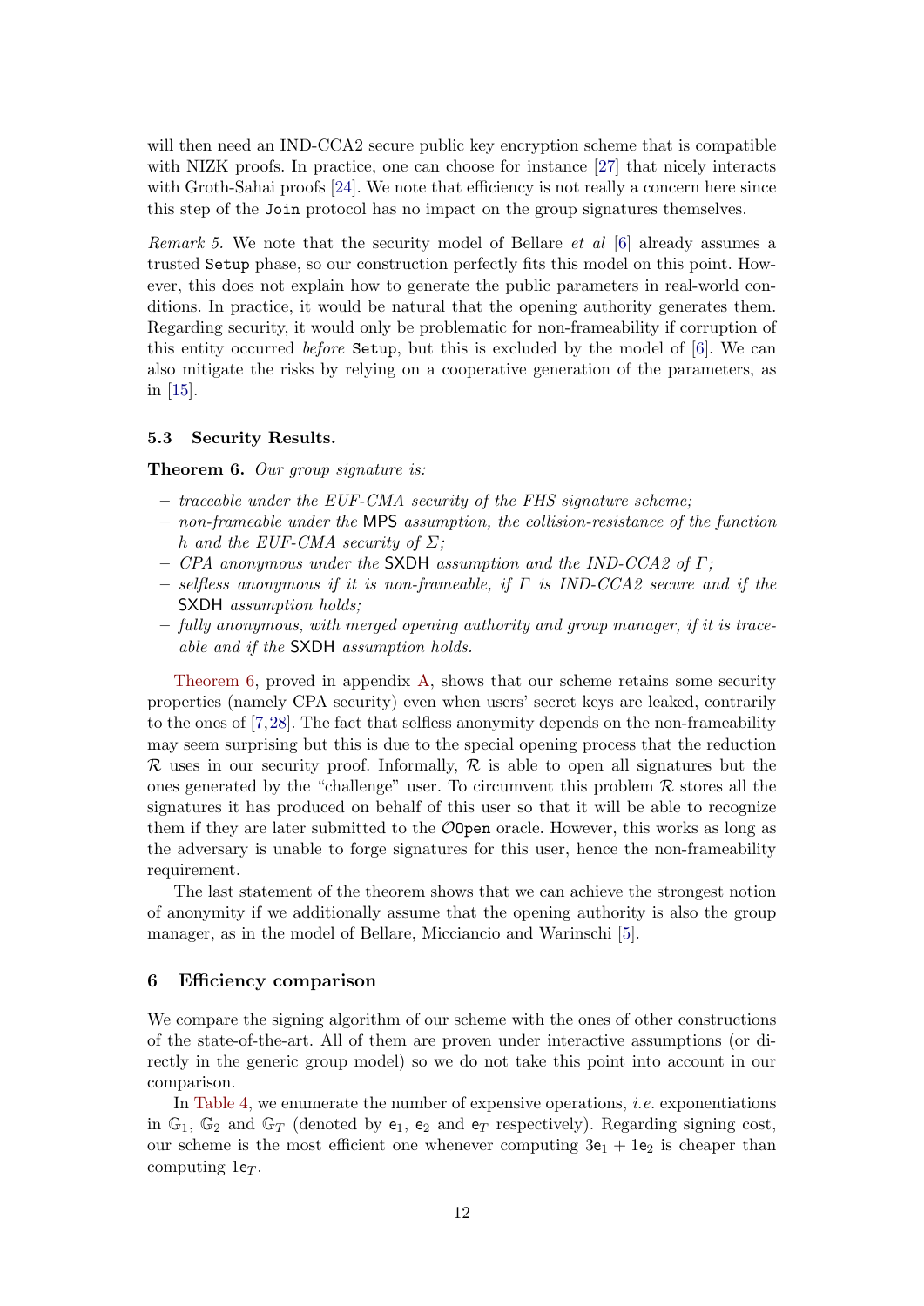will then need an IND-CCA2 secure public key encryption scheme that is compatible with NIZK proofs. In practice, one can choose for instance [27] that nicely interacts with Groth-Sahai proofs [24]. We note that efficiency is not really a concern here since this step of the `Join` protocol has no impact on the group signatures themselves.

*Remark 5.* We note that the security model of Bellare *et al* [6] already assumes a trusted `Setup` phase, so our construction perfectly fits this model on this point. However, this does not explain how to generate the public parameters in real-world conditions. In practice, it would be natural that the opening authority generates them. Regarding security, it would only be problematic for non-frameability if corruption of this entity occurred *before* `Setup`, but this is excluded by the model of [6]. We can also mitigate the risks by relying on a cooperative generation of the parameters, as in [15].

### 5.3 Security Results.

**Theorem 6.** *Our group signature is:*

- *traceable under the EUF-CMA security of the FHS signature scheme;*
- *non-frameable under the* MPS *assumption, the collision-resistance of the function* $h$ *and the EUF-CMA security of* $\Sigma$*;*
- *CPA anonymous under the* SXDH *assumption and the IND-CCA2 of* $\Gamma$*;*
- *selfless anonymous if it is non-frameable, if* $\Gamma$ *is IND-CCA2 secure and if the* SXDH *assumption holds;*
- *fully anonymous, with merged opening authority and group manager, if it is traceable and if the* SXDH *assumption holds.*

Theorem 6, proved in appendix A, shows that our scheme retains some security properties (namely CPA security) even when users' secret keys are leaked, contrarily to the ones of [7,28]. The fact that selfless anonymity depends on the non-frameability may seem surprising but this is due to the special opening process that the reduction $\mathcal{R}$ uses in our security proof. Informally, $\mathcal{R}$ is able to open all signatures but the ones generated by the "challenge" user. To circumvent this problem $\mathcal{R}$ stores all the signatures it has produced on behalf of this user so that it will be able to recognize them if they are later submitted to the $\mathcal{O}$`Open` oracle. However, this works as long as the adversary is unable to forge signatures for this user, hence the non-frameability requirement.

The last statement of the theorem shows that we can achieve the strongest notion of anonymity if we additionally assume that the opening authority is also the group manager, as in the model of Bellare, Micciancio and Warinschi [5].

## 6 Efficiency comparison

We compare the signing algorithm of our scheme with the ones of other constructions of the state-of-the-art. All of them are proven under interactive assumptions (or directly in the generic group model) so we do not take this point into account in our comparison.

In Table 4, we enumerate the number of expensive operations, *i.e.* exponentiations in $\mathbb{G}_1$, $\mathbb{G}_2$ and $\mathbb{G}_T$ (denoted by $\mathsf{e}_1$, $\mathsf{e}_2$ and $\mathsf{e}_T$ respectively). Regarding signing cost, our scheme is the most efficient one whenever computing $3\mathsf{e}_1 + 1\mathsf{e}_2$ is cheaper than computing $1\mathsf{e}_T$.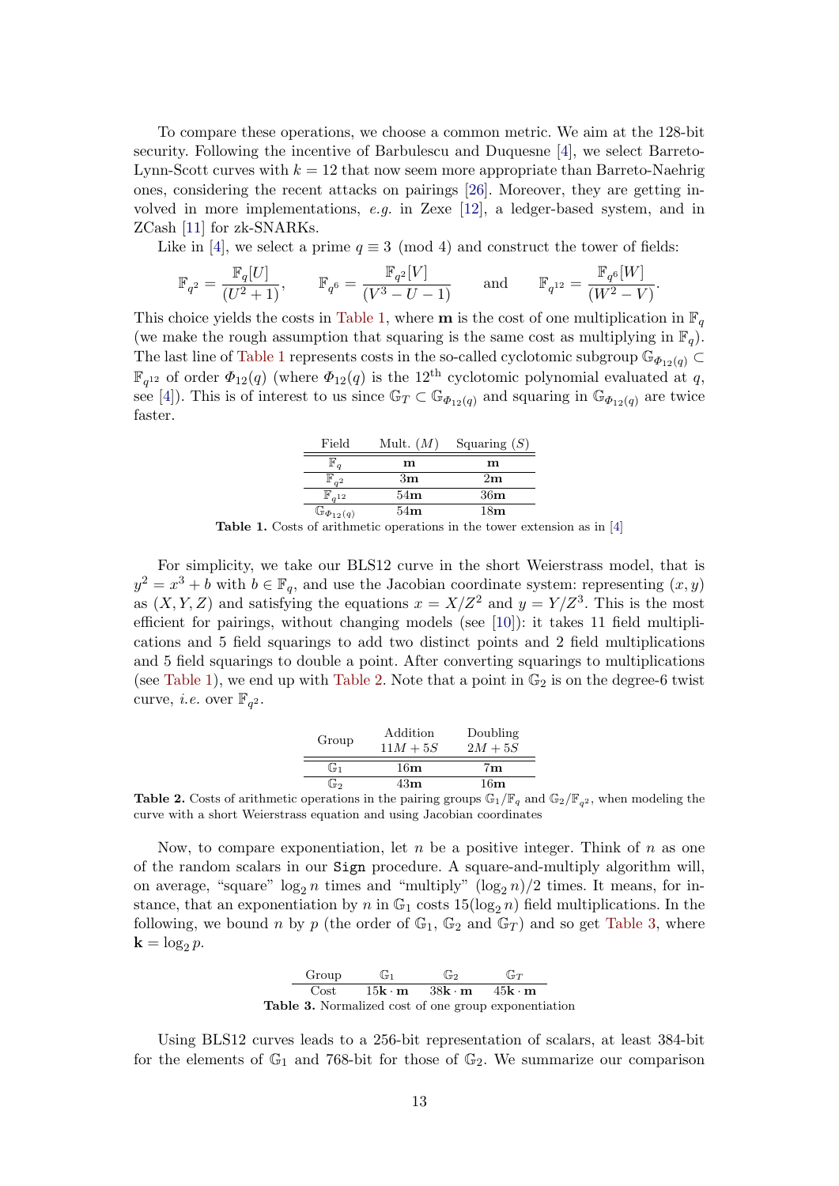To compare these operations, we choose a common metric. We aim at the 128-bit security. Following the incentive of Barbulescu and Duquesne [4], we select Barreto-Lynn-Scott curves with $k = 12$ that now seem more appropriate than Barreto-Naehrig ones, considering the recent attacks on pairings [26]. Moreover, they are getting involved in more implementations, *e.g.* in Zexe [12], a ledger-based system, and in ZCash [11] for zk-SNARKs.

Like in [4], we select a prime $q \equiv 3 \pmod 4$ and construct the tower of fields:

$$\mathbb{F}_{q^2} = \frac{\mathbb{F}_q[U]}{(U^2+1)}, \qquad \mathbb{F}_{q^6} = \frac{\mathbb{F}_{q^2}[V]}{(V^3-U-1)} \qquad \text{and} \qquad \mathbb{F}_{q^{12}} = \frac{\mathbb{F}_{q^6}[W]}{(W^2-V)}.$$

This choice yields the costs in Table 1, where $\mathbf{m}$ is the cost of one multiplication in $\mathbb{F}_q$ (we make the rough assumption that squaring is the same cost as multiplying in $\mathbb{F}_q$). The last line of Table 1 represents costs in the so-called cyclotomic subgroup $\mathbb{G}_{\Phi_{12}(q)} \subset \mathbb{F}_{q^{12}}$ of order $\Phi_{12}(q)$ (where $\Phi_{12}(q)$ is the $12^{\text{th}}$ cyclotomic polynomial evaluated at $q$, see [4]). This is of interest to us since $\mathbb{G}_T \subset \mathbb{G}_{\Phi_{12}(q)}$ and squaring in $\mathbb{G}_{\Phi_{12}(q)}$ are twice faster.

| Field | Mult. ($M$) | Squaring ($S$) |
|---|---|---|
| $\mathbb{F}_q$ | $\mathbf{m}$ | $\mathbf{m}$ |
| $\mathbb{F}_{q^2}$ | $3\mathbf{m}$ | $2\mathbf{m}$ |
| $\mathbb{F}_{q^{12}}$ | $54\mathbf{m}$ | $36\mathbf{m}$ |
| $\mathbb{G}_{\Phi_{12}(q)}$ | $54\mathbf{m}$ | $18\mathbf{m}$ |

**Table 1.** Costs of arithmetic operations in the tower extension as in [4]

For simplicity, we take our BLS12 curve in the short Weierstrass model, that is $y^2 = x^3 + b$ with $b \in \mathbb{F}_q$, and use the Jacobian coordinate system: representing $(x, y)$ as $(X, Y, Z)$ and satisfying the equations $x = X/Z^2$ and $y = Y/Z^3$. This is the most efficient for pairings, without changing models (see [10]): it takes 11 field multiplications and 5 field squarings to add two distinct points and 2 field multiplications and 5 field squarings to double a point. After converting squarings to multiplications (see Table 1), we end up with Table 2. Note that a point in $\mathbb{G}_2$ is on the degree-6 twist curve, *i.e.* over $\mathbb{F}_{q^2}$.

| Group | Addition $11M + 5S$ | Doubling $2M + 5S$ |
|---|---|---|
| $\mathbb{G}_1$ | $16\mathbf{m}$ | $7\mathbf{m}$ |
| $\mathbb{G}_2$ | $43\mathbf{m}$ | $16\mathbf{m}$ |

**Table 2.** Costs of arithmetic operations in the pairing groups $\mathbb{G}_1/\mathbb{F}_q$ and $\mathbb{G}_2/\mathbb{F}_{q^2}$, when modeling the curve with a short Weierstrass equation and using Jacobian coordinates

Now, to compare exponentiation, let $n$ be a positive integer. Think of $n$ as one of the random scalars in our `Sign` procedure. A square-and-multiply algorithm will, on average, "square" $\log_2 n$ times and "multiply" $(\log_2 n)/2$ times. It means, for instance, that an exponentiation by $n$ in $\mathbb{G}_1$ costs $15(\log_2 n)$ field multiplications. In the following, we bound $n$ by $p$ (the order of $\mathbb{G}_1$, $\mathbb{G}_2$ and $\mathbb{G}_T$) and so get Table 3, where $\mathbf{k} = \log_2 p$.

| Group | $\mathbb{G}_1$ | $\mathbb{G}_2$ | $\mathbb{G}_T$ |
|---|---|---|---|
| Cost | $15\mathbf{k} \cdot \mathbf{m}$ | $38\mathbf{k} \cdot \mathbf{m}$ | $45\mathbf{k} \cdot \mathbf{m}$ |

**Table 3.** Normalized cost of one group exponentiation

Using BLS12 curves leads to a 256-bit representation of scalars, at least 384-bit for the elements of $\mathbb{G}_1$ and 768-bit for those of $\mathbb{G}_2$. We summarize our comparison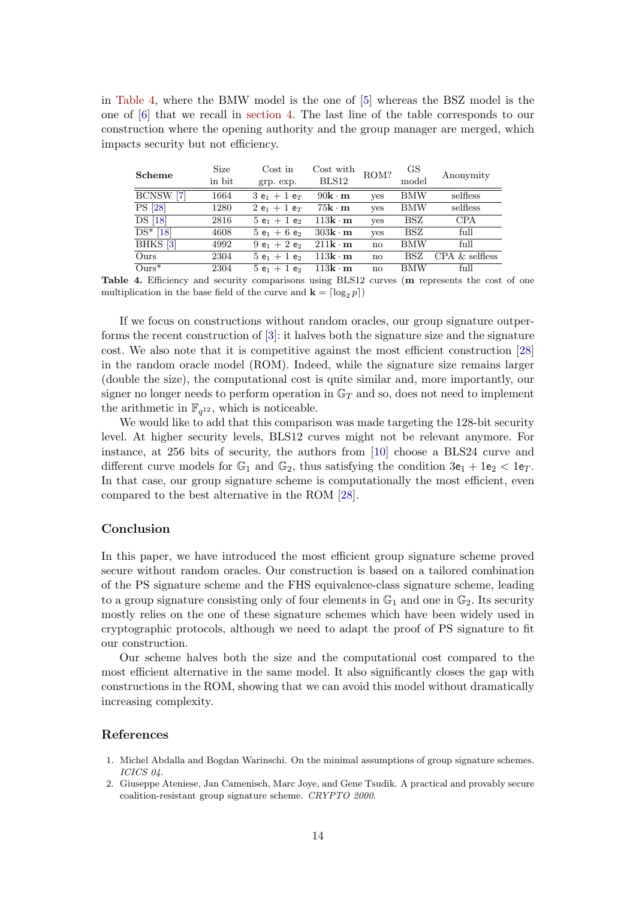in Table 4, where the BMW model is the one of [5] whereas the BSZ model is the one of [6] that we recall in section 4. The last line of the table corresponds to our construction where the opening authority and the group manager are merged, which impacts security but not efficiency.

| **Scheme** | Size in bit | Cost in grp. exp. | Cost with BLS12 | ROM? | GS model | Anonymity |
|---|---|---|---|---|---|---|
| BCNSW [7] | 1664 | $3\ \mathsf{e}_1 + 1\ \mathsf{e}_T$ | $90\mathbf{k}\cdot\mathbf{m}$ | yes | BMW | selfless |
| PS [28] | 1280 | $2\ \mathsf{e}_1 + 1\ \mathsf{e}_T$ | $75\mathbf{k}\cdot\mathbf{m}$ | yes | BMW | selfless |
| DS [18] | 2816 | $5\ \mathsf{e}_1 + 1\ \mathsf{e}_2$ | $113\mathbf{k}\cdot\mathbf{m}$ | yes | BSZ | CPA |
| DS* [18] | 4608 | $5\ \mathsf{e}_1 + 6\ \mathsf{e}_2$ | $303\mathbf{k}\cdot\mathbf{m}$ | yes | BSZ | full |
| BHKS [3] | 4992 | $9\ \mathsf{e}_1 + 2\ \mathsf{e}_2$ | $211\mathbf{k}\cdot\mathbf{m}$ | no | BMW | full |
| Ours | 2304 | $5\ \mathsf{e}_1 + 1\ \mathsf{e}_2$ | $113\mathbf{k}\cdot\mathbf{m}$ | no | BSZ | CPA & selfless |
| Ours* | 2304 | $5\ \mathsf{e}_1 + 1\ \mathsf{e}_2$ | $113\mathbf{k}\cdot\mathbf{m}$ | no | BMW | full |

**Table 4.** Efficiency and security comparisons using BLS12 curves ($\mathbf{m}$ represents the cost of one multiplication in the base field of the curve and $\mathbf{k} = \lceil \log_2 p \rceil$)

If we focus on constructions without random oracles, our group signature outperforms the recent construction of [3]: it halves both the signature size and the signature cost. We also note that it is competitive against the most efficient construction [28] in the random oracle model (ROM). Indeed, while the signature size remains larger (double the size), the computational cost is quite similar and, more importantly, our signer no longer needs to perform operation in $\mathbb{G}_T$ and so, does not need to implement the arithmetic in $\mathbb{F}_{q^{12}}$, which is noticeable.

We would like to add that this comparison was made targeting the 128-bit security level. At higher security levels, BLS12 curves might not be relevant anymore. For instance, at 256 bits of security, the authors from [10] choose a BLS24 curve and different curve models for $\mathbb{G}_1$ and $\mathbb{G}_2$, thus satisfying the condition $3\mathsf{e}_1 + 1\mathsf{e}_2 < 1\mathsf{e}_T$. In that case, our group signature scheme is computationally the most efficient, even compared to the best alternative in the ROM [28].

## Conclusion

In this paper, we have introduced the most efficient group signature scheme proved secure without random oracles. Our construction is based on a tailored combination of the PS signature scheme and the FHS equivalence-class signature scheme, leading to a group signature consisting only of four elements in $\mathbb{G}_1$ and one in $\mathbb{G}_2$. Its security mostly relies on the one of these signature schemes which have been widely used in cryptographic protocols, although we need to adapt the proof of PS signature to fit our construction.

Our scheme halves both the size and the computational cost compared to the most efficient alternative in the same model. It also significantly closes the gap with constructions in the ROM, showing that we can avoid this model without dramatically increasing complexity.

## References

1. Michel Abdalla and Bogdan Warinschi. On the minimal assumptions of group signature schemes. *ICICS 04*.
2. Giuseppe Ateniese, Jan Camenisch, Marc Joye, and Gene Tsudik. A practical and provably secure coalition-resistant group signature scheme. *CRYPTO 2000*.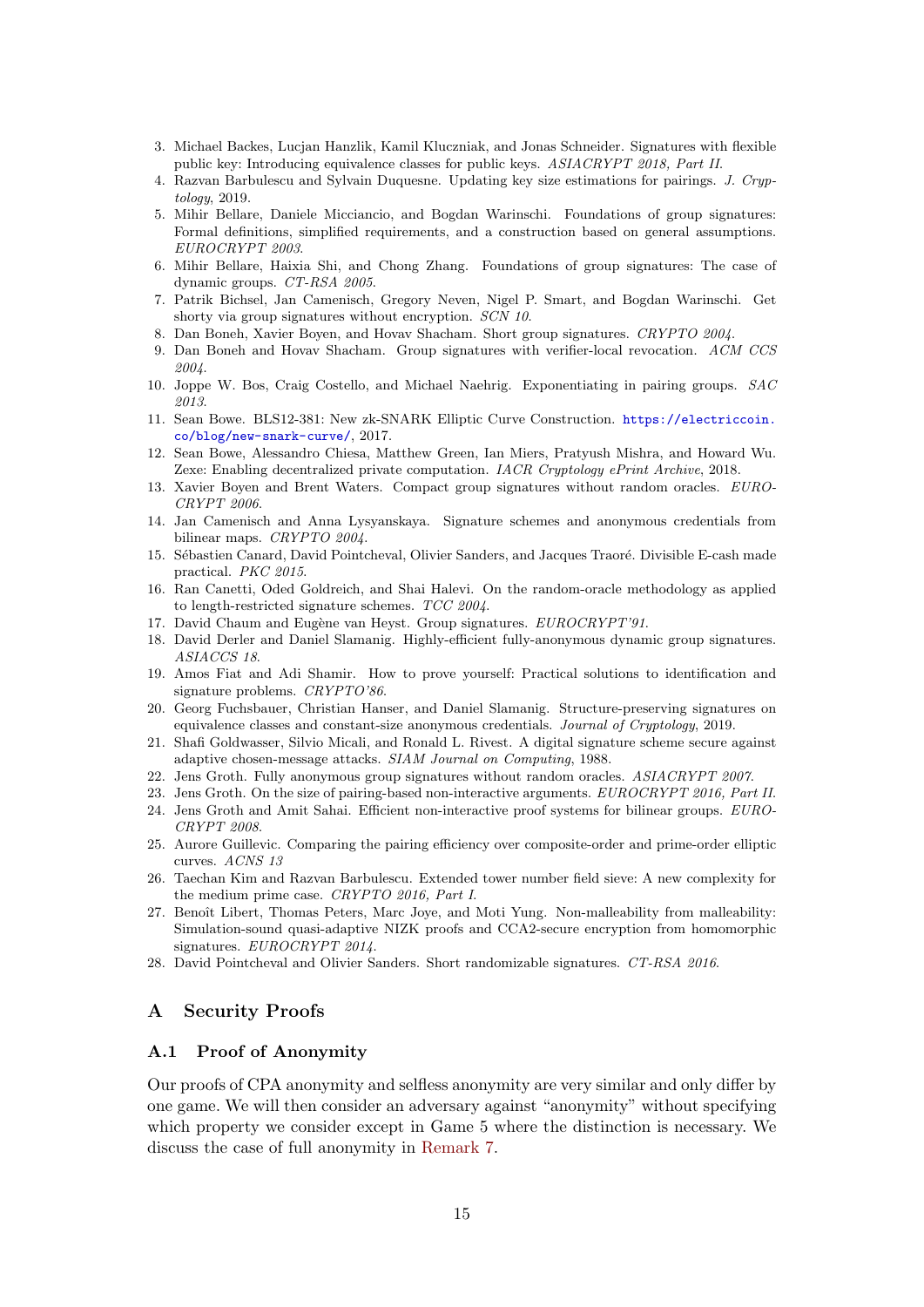3. Michael Backes, Lucjan Hanzlik, Kamil Kluczniak, and Jonas Schneider. Signatures with flexible public key: Introducing equivalence classes for public keys. *ASIACRYPT 2018, Part II.*
4. Razvan Barbulescu and Sylvain Duquesne. Updating key size estimations for pairings. *J. Cryptology*, 2019.
5. Mihir Bellare, Daniele Micciancio, and Bogdan Warinschi. Foundations of group signatures: Formal definitions, simplified requirements, and a construction based on general assumptions. *EUROCRYPT 2003.*
6. Mihir Bellare, Haixia Shi, and Chong Zhang. Foundations of group signatures: The case of dynamic groups. *CT-RSA 2005.*
7. Patrik Bichsel, Jan Camenisch, Gregory Neven, Nigel P. Smart, and Bogdan Warinschi. Get shorty via group signatures without encryption. *SCN 10.*
8. Dan Boneh, Xavier Boyen, and Hovav Shacham. Short group signatures. *CRYPTO 2004.*
9. Dan Boneh and Hovav Shacham. Group signatures with verifier-local revocation. *ACM CCS 2004.*
10. Joppe W. Bos, Craig Costello, and Michael Naehrig. Exponentiating in pairing groups. *SAC 2013.*
11. Sean Bowe. BLS12-381: New zk-SNARK Elliptic Curve Construction. https://electriccoin.co/blog/new-snark-curve/, 2017.
12. Sean Bowe, Alessandro Chiesa, Matthew Green, Ian Miers, Pratyush Mishra, and Howard Wu. Zexe: Enabling decentralized private computation. *IACR Cryptology ePrint Archive*, 2018.
13. Xavier Boyen and Brent Waters. Compact group signatures without random oracles. *EUROCRYPT 2006.*
14. Jan Camenisch and Anna Lysyanskaya. Signature schemes and anonymous credentials from bilinear maps. *CRYPTO 2004.*
15. Sébastien Canard, David Pointcheval, Olivier Sanders, and Jacques Traoré. Divisible E-cash made practical. *PKC 2015.*
16. Ran Canetti, Oded Goldreich, and Shai Halevi. On the random-oracle methodology as applied to length-restricted signature schemes. *TCC 2004.*
17. David Chaum and Eugène van Heyst. Group signatures. *EUROCRYPT'91.*
18. David Derler and Daniel Slamanig. Highly-efficient fully-anonymous dynamic group signatures. *ASIACCS 18.*
19. Amos Fiat and Adi Shamir. How to prove yourself: Practical solutions to identification and signature problems. *CRYPTO'86.*
20. Georg Fuchsbauer, Christian Hanser, and Daniel Slamanig. Structure-preserving signatures on equivalence classes and constant-size anonymous credentials. *Journal of Cryptology*, 2019.
21. Shafi Goldwasser, Silvio Micali, and Ronald L. Rivest. A digital signature scheme secure against adaptive chosen-message attacks. *SIAM Journal on Computing*, 1988.
22. Jens Groth. Fully anonymous group signatures without random oracles. *ASIACRYPT 2007.*
23. Jens Groth. On the size of pairing-based non-interactive arguments. *EUROCRYPT 2016, Part II.*
24. Jens Groth and Amit Sahai. Efficient non-interactive proof systems for bilinear groups. *EUROCRYPT 2008.*
25. Aurore Guillevic. Comparing the pairing efficiency over composite-order and prime-order elliptic curves. *ACNS 13*
26. Taechan Kim and Razvan Barbulescu. Extended tower number field sieve: A new complexity for the medium prime case. *CRYPTO 2016, Part I.*
27. Benoît Libert, Thomas Peters, Marc Joye, and Moti Yung. Non-malleability from malleability: Simulation-sound quasi-adaptive NIZK proofs and CCA2-secure encryption from homomorphic signatures. *EUROCRYPT 2014.*
28. David Pointcheval and Olivier Sanders. Short randomizable signatures. *CT-RSA 2016.*

# A Security Proofs

## A.1 Proof of Anonymity

Our proofs of CPA anonymity and selfless anonymity are very similar and only differ by one game. We will then consider an adversary against "anonymity" without specifying which property we consider except in Game 5 where the distinction is necessary. We discuss the case of full anonymity in Remark 7.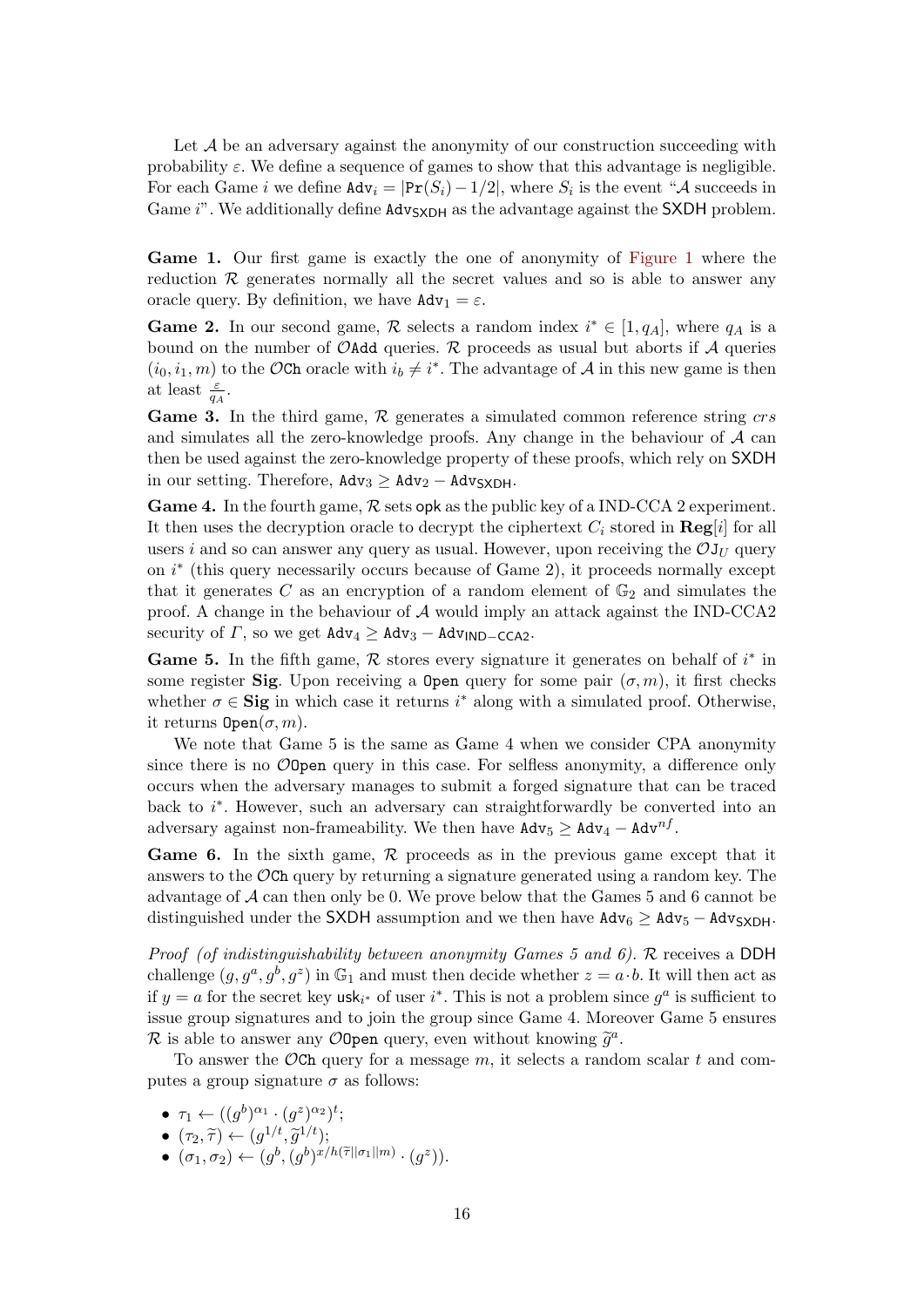Let $\mathcal{A}$ be an adversary against the anonymity of our construction succeeding with probability $\varepsilon$. We define a sequence of games to show that this advantage is negligible. For each Game $i$ we define $\mathtt{Adv}_i = |\mathtt{Pr}(S_i) - 1/2|$, where $S_i$ is the event "$\mathcal{A}$ succeeds in Game $i$". We additionally define $\mathtt{Adv}_{\mathsf{SXDH}}$ as the advantage against the $\mathsf{SXDH}$ problem.

**Game 1.** Our first game is exactly the one of anonymity of Figure 1 where the reduction $\mathcal{R}$ generates normally all the secret values and so is able to answer any oracle query. By definition, we have $\mathtt{Adv}_1 = \varepsilon$.

**Game 2.** In our second game, $\mathcal{R}$ selects a random index $i^* \in [1, q_A]$, where $q_A$ is a bound on the number of $\mathcal{O}\mathtt{Add}$ queries. $\mathcal{R}$ proceeds as usual but aborts if $\mathcal{A}$ queries $(i_0, i_1, m)$ to the $\mathcal{O}\mathtt{Ch}$ oracle with $i_b \neq i^*$. The advantage of $\mathcal{A}$ in this new game is then at least $\frac{\varepsilon}{q_A}$.

**Game 3.** In the third game, $\mathcal{R}$ generates a simulated common reference string $crs$ and simulates all the zero-knowledge proofs. Any change in the behaviour of $\mathcal{A}$ can then be used against the zero-knowledge property of these proofs, which rely on $\mathsf{SXDH}$ in our setting. Therefore, $\mathtt{Adv}_3 \geq \mathtt{Adv}_2 - \mathtt{Adv}_{\mathsf{SXDH}}$.

**Game 4.** In the fourth game, $\mathcal{R}$ sets $\mathsf{opk}$ as the public key of a IND-CCA 2 experiment. It then uses the decryption oracle to decrypt the ciphertext $C_i$ stored in $\mathbf{Reg}[i]$ for all users $i$ and so can answer any query as usual. However, upon receiving the $\mathcal{O}\mathtt{J}_U$ query on $i^*$ (this query necessarily occurs because of Game 2), it proceeds normally except that it generates $C$ as an encryption of a random element of $\mathbb{G}_2$ and simulates the proof. A change in the behaviour of $\mathcal{A}$ would imply an attack against the IND-CCA2 security of $\Gamma$, so we get $\mathtt{Adv}_4 \geq \mathtt{Adv}_3 - \mathtt{Adv}_{\mathsf{IND-CCA2}}$.

**Game 5.** In the fifth game, $\mathcal{R}$ stores every signature it generates on behalf of $i^*$ in some register $\mathbf{Sig}$. Upon receiving a $\mathtt{Open}$ query for some pair $(\sigma, m)$, it first checks whether $\sigma \in \mathbf{Sig}$ in which case it returns $i^*$ along with a simulated proof. Otherwise, it returns $\mathtt{Open}(\sigma, m)$.

We note that Game 5 is the same as Game 4 when we consider CPA anonymity since there is no $\mathcal{O}\mathtt{Open}$ query in this case. For selfless anonymity, a difference only occurs when the adversary manages to submit a forged signature that can be traced back to $i^*$. However, such an adversary can straightforwardly be converted into an adversary against non-frameability. We then have $\mathtt{Adv}_5 \geq \mathtt{Adv}_4 - \mathtt{Adv}^{nf}$.

**Game 6.** In the sixth game, $\mathcal{R}$ proceeds as in the previous game except that it answers to the $\mathcal{O}\mathtt{Ch}$ query by returning a signature generated using a random key. The advantage of $\mathcal{A}$ can then only be 0. We prove below that the Games 5 and 6 cannot be distinguished under the $\mathsf{SXDH}$ assumption and we then have $\mathtt{Adv}_6 \geq \mathtt{Adv}_5 - \mathtt{Adv}_{\mathsf{SXDH}}$.

*Proof (of indistinguishability between anonymity Games 5 and 6).* $\mathcal{R}$ receives a $\mathsf{DDH}$ challenge $(g, g^a, g^b, g^z)$ in $\mathbb{G}_1$ and must then decide whether $z = a \cdot b$. It will then act as if $y = a$ for the secret key $\mathsf{usk}_{i^*}$ of user $i^*$. This is not a problem since $g^a$ is sufficient to issue group signatures and to join the group since Game 4. Moreover Game 5 ensures $\mathcal{R}$ is able to answer any $\mathcal{O}\mathtt{Open}$ query, even without knowing $\widetilde{g}^a$.

To answer the $\mathcal{O}\mathtt{Ch}$ query for a message $m$, it selects a random scalar $t$ and computes a group signature $\sigma$ as follows:

- $\tau_1 \leftarrow ((g^b)^{\alpha_1} \cdot (g^z)^{\alpha_2})^t$;
- $(\tau_2, \widetilde{\tau}) \leftarrow (g^{1/t}, \widetilde{g}^{1/t})$;
- $(\sigma_1, \sigma_2) \leftarrow (g^b, (g^b)^{x/h(\widetilde{\tau}||\sigma_1||m)} \cdot (g^z))$.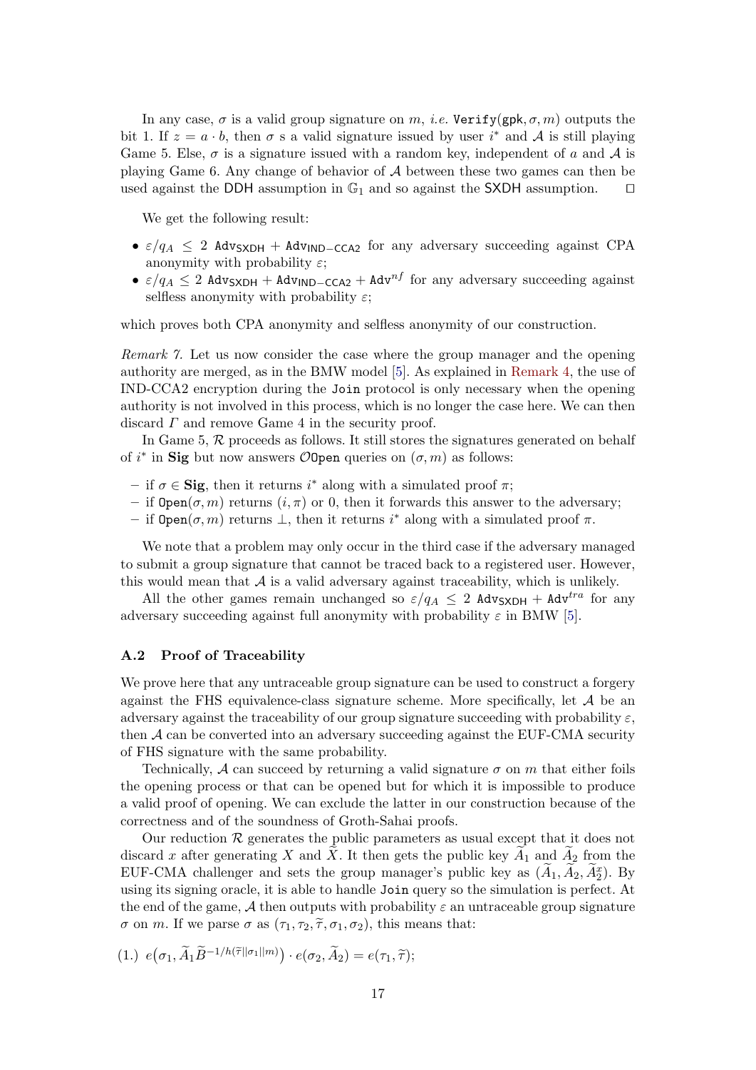In any case, $\sigma$ is a valid group signature on $m$, *i.e.* $\mathtt{Verify}(\mathsf{gpk}, \sigma, m)$ outputs the bit 1. If $z = a \cdot b$, then $\sigma$ s a valid signature issued by user $i^*$ and $\mathcal{A}$ is still playing Game 5. Else, $\sigma$ is a signature issued with a random key, independent of $a$ and $\mathcal{A}$ is playing Game 6. Any change of behavior of $\mathcal{A}$ between these two games can then be used against the DDH assumption in $\mathbb{G}_1$ and so against the SXDH assumption. □

We get the following result:

- $\varepsilon/q_A \leq 2\ \mathtt{Adv}_{\mathsf{SXDH}} + \mathtt{Adv}_{\mathsf{IND-CCA2}}$ for any adversary succeeding against CPA anonymity with probability $\varepsilon$;
- $\varepsilon/q_A \leq 2\ \mathtt{Adv}_{\mathsf{SXDH}} + \mathtt{Adv}_{\mathsf{IND-CCA2}} + \mathtt{Adv}^{nf}$ for any adversary succeeding against selfless anonymity with probability $\varepsilon$;

which proves both CPA anonymity and selfless anonymity of our construction.

*Remark 7.* Let us now consider the case where the group manager and the opening authority are merged, as in the BMW model [5]. As explained in Remark 4, the use of IND-CCA2 encryption during the `Join` protocol is only necessary when the opening authority is not involved in this process, which is no longer the case here. We can then discard $\Gamma$ and remove Game 4 in the security proof.

In Game 5, $\mathcal{R}$ proceeds as follows. It still stores the signatures generated on behalf of $i^*$ in **Sig** but now answers $\mathcal{O}\mathtt{Open}$ queries on $(\sigma, m)$ as follows:

- if $\sigma \in \mathbf{Sig}$, then it returns $i^*$ along with a simulated proof $\pi$;
- if $\mathtt{Open}(\sigma, m)$ returns $(i, \pi)$ or 0, then it forwards this answer to the adversary;
- if $\mathtt{Open}(\sigma, m)$ returns $\perp$, then it returns $i^*$ along with a simulated proof $\pi$.

We note that a problem may only occur in the third case if the adversary managed to submit a group signature that cannot be traced back to a registered user. However, this would mean that $\mathcal{A}$ is a valid adversary against traceability, which is unlikely.

All the other games remain unchanged so $\varepsilon/q_A \leq 2\ \mathtt{Adv}_{\mathsf{SXDH}} + \mathtt{Adv}^{tra}$ for any adversary succeeding against full anonymity with probability $\varepsilon$ in BMW [5].

### A.2 Proof of Traceability

We prove here that any untraceable group signature can be used to construct a forgery against the FHS equivalence-class signature scheme. More specifically, let $\mathcal{A}$ be an adversary against the traceability of our group signature succeeding with probability $\varepsilon$, then $\mathcal{A}$ can be converted into an adversary succeeding against the EUF-CMA security of FHS signature with the same probability.

Technically, $\mathcal{A}$ can succeed by returning a valid signature $\sigma$ on $m$ that either foils the opening process or that can be opened but for which it is impossible to produce a valid proof of opening. We can exclude the latter in our construction because of the correctness and of the soundness of Groth-Sahai proofs.

Our reduction $\mathcal{R}$ generates the public parameters as usual except that it does not discard $x$ after generating $X$ and $\widetilde{X}$. It then gets the public key $\widetilde{A}_1$ and $\widetilde{A}_2$ from the EUF-CMA challenger and sets the group manager's public key as $(\widetilde{A}_1, \widetilde{A}_2, \widetilde{A}_2^x)$. By using its signing oracle, it is able to handle `Join` query so the simulation is perfect. At the end of the game, $\mathcal{A}$ then outputs with probability $\varepsilon$ an untraceable group signature $\sigma$ on $m$. If we parse $\sigma$ as $(\tau_1, \tau_2, \widetilde{\tau}, \sigma_1, \sigma_2)$, this means that:

(1.) $e\big(\sigma_1, \widetilde{A}_1 \widetilde{B}^{-1/h(\widetilde{\tau}||\sigma_1||m)}\big) \cdot e(\sigma_2, \widetilde{A}_2) = e(\tau_1, \widetilde{\tau})$;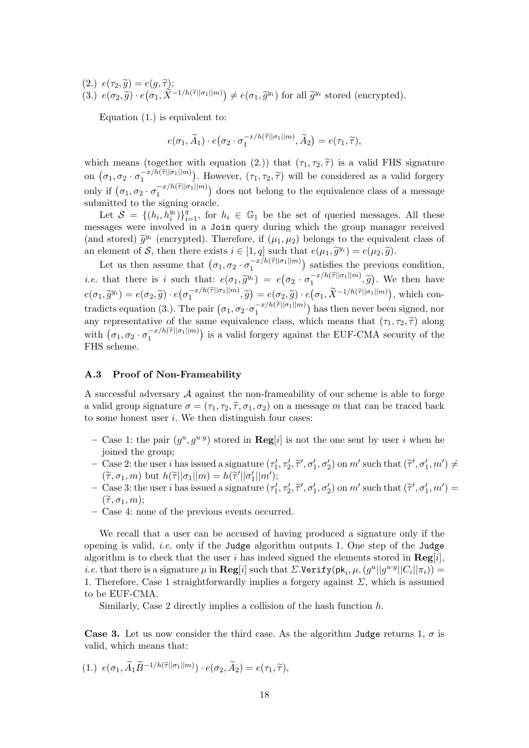(2.) $e(\tau_2, \widetilde{g}) = e(g, \widetilde{\tau})$;
(3.) $e(\sigma_2, \widetilde{g}) \cdot e(\sigma_1, \widetilde{X}^{-1/h(\widetilde{\tau}||\sigma_1||m)}) \neq e(\sigma_1, \widetilde{g}^{y_i})$ for all $\widetilde{g}^{y_i}$ stored (encrypted).

Equation (1.) is equivalent to:

$$e(\sigma_1, \widetilde{A}_1) \cdot e(\sigma_2 \cdot \sigma_1^{-x/h(\widetilde{\tau}||\sigma_1||m)}, \widetilde{A}_2) = e(\tau_1, \widetilde{\tau}),$$

which means (together with equation (2.)) that $(\tau_1, \tau_2, \widetilde{\tau})$ is a valid FHS signature on $(\sigma_1, \sigma_2 \cdot \sigma_1^{-x/h(\widetilde{\tau}||\sigma_1||m)})$. However, $(\tau_1, \tau_2, \widetilde{\tau})$ will be considered as a valid forgery only if $(\sigma_1, \sigma_2 \cdot \sigma_1^{-x/h(\widetilde{\tau}||\sigma_1||m)})$ does not belong to the equivalence class of a message submitted to the signing oracle.

Let $\mathcal{S} = \{(h_i, h_i^{y_i})\}_{i=1}^q$, for $h_i \in \mathbb{G}_1$ be the set of queried messages. All these messages were involved in a Join query during which the group manager received (and stored) $\widetilde{g}^{y_i}$ (encrypted). Therefore, if $(\mu_1, \mu_2)$ belongs to the equivalent class of an element of $\mathcal{S}$, then there exists $i \in [1, q]$ such that $e(\mu_1, \widetilde{g}^{y_i}) = e(\mu_2, \widetilde{g})$.

Let us then assume that $(\sigma_1, \sigma_2 \cdot \sigma_1^{-x/h(\widetilde{\tau}||\sigma_1||m)})$ satisfies the previous condition, *i.e.* that there is $i$ such that: $e(\sigma_1, \widetilde{g}^{y_i}) = e(\sigma_2 \cdot \sigma_1^{-x/h(\widetilde{\tau}||\sigma_1||m)}, \widetilde{g})$. We then have $e(\sigma_1, \widetilde{g}^{y_i}) = e(\sigma_2, \widetilde{g}) \cdot e(\sigma_1^{-x/h(\widetilde{\tau}||\sigma_1||m)}, \widetilde{g}) = e(\sigma_2, \widetilde{g}) \cdot e(\sigma_1, \widetilde{X}^{-1/h(\widetilde{\tau}||\sigma_1||m)})$, which contradicts equation (3.). The pair $(\sigma_1, \sigma_2 \cdot \sigma_1^{-x/h(\widetilde{\tau}||\sigma_1||m)})$ has then never been signed, nor any representative of the same equivalence class, which means that $(\tau_1, \tau_2, \widetilde{\tau})$ along with $(\sigma_1, \sigma_2 \cdot \sigma_1^{-x/h(\widetilde{\tau}||\sigma_1||m)})$ is a valid forgery against the EUF-CMA security of the FHS scheme.

### A.3 Proof of Non-Frameability

A successful adversary $\mathcal{A}$ against the non-frameability of our scheme is able to forge a valid group signature $\sigma = (\tau_1, \tau_2, \widetilde{\tau}, \sigma_1, \sigma_2)$ on a message $m$ that can be traced back to some honest user $i$. We then distinguish four cases:

- Case 1: the pair $(g^u, g^{u \cdot y})$ stored in $\mathbf{Reg}[i]$ is not the one sent by user $i$ when he joined the group;
- Case 2: the user $i$ has issued a signature $(\tau_1', \tau_2', \widetilde{\tau}', \sigma_1', \sigma_2')$ on $m'$ such that $(\widetilde{\tau}', \sigma_1', m') \neq (\widetilde{\tau}, \sigma_1, m)$ but $h(\widetilde{\tau}||\sigma_1||m) = h(\widetilde{\tau}'||\sigma_1'||m')$;
- Case 3: the user $i$ has issued a signature $(\tau_1', \tau_2', \widetilde{\tau}', \sigma_1', \sigma_2')$ on $m'$ such that $(\widetilde{\tau}', \sigma_1', m') = (\widetilde{\tau}, \sigma_1, m)$;
- Case 4: none of the previous events occurred.

We recall that a user can be accused of having produced a signature only if the opening is valid, *i.e.* only if the Judge algorithm outputs 1. One step of the Judge algorithm is to check that the user $i$ has indeed signed the elements stored in $\mathbf{Reg}[i]$, *i.e.* that there is a signature $\mu$ in $\mathbf{Reg}[i]$ such that $\Sigma.\mathtt{Verify}(\mathsf{pk}_i, \mu, (g^u || g^{u \cdot y} || C_i || \pi_i)) = 1$. Therefore, Case 1 straightforwardly implies a forgery against $\Sigma$, which is assumed to be EUF-CMA.

Similarly, Case 2 directly implies a collision of the hash function $h$.

**Case 3.** Let us now consider the third case. As the algorithm Judge returns 1, $\sigma$ is valid, which means that:

(1.) $e(\sigma_1, \widetilde{A}_1 \widetilde{B}^{-1/h(\widetilde{\tau}||\sigma_1||m)}) \cdot e(\sigma_2, \widetilde{A}_2) = e(\tau_1, \widetilde{\tau})$,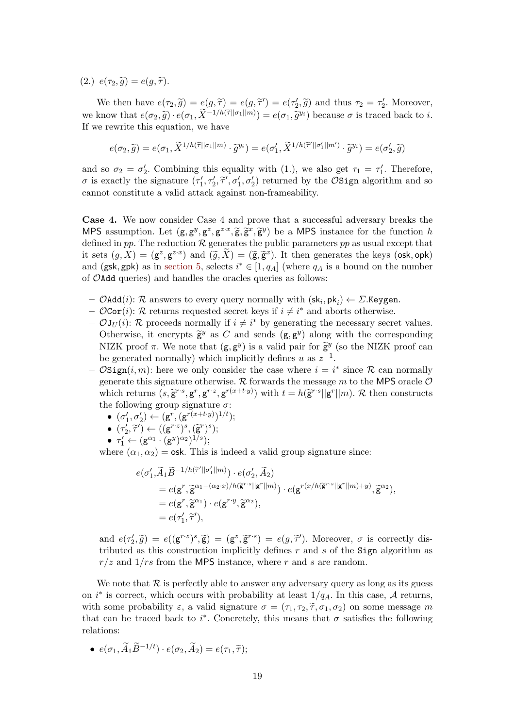(2.) $e(\tau_2, \widetilde{g}) = e(g, \widetilde{\tau})$.

We then have $e(\tau_2, \widetilde{g}) = e(g, \widetilde{\tau}) = e(g, \widetilde{\tau}') = e(\tau_2', \widetilde{g})$ and thus $\tau_2 = \tau_2'$. Moreover, we know that $e(\sigma_2, \widetilde{g}) \cdot e(\sigma_1, \widetilde{X}^{-1/h(\widetilde{\tau}||\sigma_1||m)}) = e(\sigma_1, \widetilde{g}^{y_i})$ because $\sigma$ is traced back to $i$. If we rewrite this equation, we have

$$e(\sigma_2, \widetilde{g}) = e(\sigma_1, \widetilde{X}^{1/h(\widetilde{\tau}||\sigma_1||m)} \cdot \widetilde{g}^{y_i}) = e(\sigma_1', \widetilde{X}^{1/h(\widetilde{\tau}'||\sigma_1'||m')} \cdot \widetilde{g}^{y_i}) = e(\sigma_2', \widetilde{g})$$

and so $\sigma_2 = \sigma_2'$. Combining this equality with (1.), we also get $\tau_1 = \tau_1'$. Therefore, $\sigma$ is exactly the signature $(\tau_1', \tau_2', \widetilde{\tau}', \sigma_1', \sigma_2')$ returned by the $\mathcal{O}\texttt{Sign}$ algorithm and so cannot constitute a valid attack against non-frameability.

**Case 4.** We now consider Case 4 and prove that a successful adversary breaks the MPS assumption. Let $(\mathsf{g}, \mathsf{g}^y, \mathsf{g}^z, \mathsf{g}^{z \cdot x}, \widetilde{\mathsf{g}}, \widetilde{\mathsf{g}}^x, \widetilde{\mathsf{g}}^y)$ be a MPS instance for the function $h$ defined in *pp*. The reduction $\mathcal{R}$ generates the public parameters *pp* as usual except that it sets $(g, X) = (\mathsf{g}^z, \mathsf{g}^{z \cdot x})$ and $(\widetilde{g}, \widetilde{X}) = (\widetilde{\mathsf{g}}, \widetilde{\mathsf{g}}^x)$. It then generates the keys $(\mathsf{osk}, \mathsf{opk})$ and $(\mathsf{gsk}, \mathsf{gpk})$ as in section 5, selects $i^* \in [1, q_A]$ (where $q_A$ is a bound on the number of $\mathcal{O}\texttt{Add}$ queries) and handles the oracles queries as follows:

- $\mathcal{O}\texttt{Add}(i)$: $\mathcal{R}$ answers to every query normally with $(\mathsf{sk}_i, \mathsf{pk}_i) \leftarrow \Sigma.\texttt{Keygen}$.
- $\mathcal{O}\texttt{Cor}(i)$: $\mathcal{R}$ returns requested secret keys if $i \neq i^*$ and aborts otherwise.
- $\mathcal{O}\texttt{J}_U(i)$: $\mathcal{R}$ proceeds normally if $i \neq i^*$ by generating the necessary secret values. Otherwise, it encrypts $\widetilde{\mathsf{g}}^y$ as $C$ and sends $(\mathsf{g}, \mathsf{g}^y)$ along with the corresponding NIZK proof $\pi$. We note that $(\mathsf{g}, \mathsf{g}^y)$ is a valid pair for $\widetilde{\mathsf{g}}^y$ (so the NIZK proof can be generated normally) which implicitly defines $u$ as $z^{-1}$.
- $\mathcal{O}\texttt{Sign}(i, m)$: here we only consider the case where $i = i^*$ since $\mathcal{R}$ can normally generate this signature otherwise. $\mathcal{R}$ forwards the message $m$ to the MPS oracle $\mathcal{O}$ which returns $(s, \widetilde{\mathsf{g}}^{r \cdot s}, \mathsf{g}^r, \mathsf{g}^{r \cdot z}, \mathsf{g}^{r(x + t \cdot y)})$ with $t = h(\widetilde{\mathsf{g}}^{r \cdot s}||\mathsf{g}^r||m)$. $\mathcal{R}$ then constructs the following group signature $\sigma$:
  - $(\sigma_1', \sigma_2') \leftarrow (\mathsf{g}^r, (\mathsf{g}^{r(x + t \cdot y)})^{1/t})$;
  - $(\tau_2', \widetilde{\tau}') \leftarrow ((\mathsf{g}^{r \cdot z})^s, (\widetilde{\mathsf{g}}^r)^s)$;
  - $\tau_1' \leftarrow (\mathsf{g}^{\alpha_1} \cdot (\mathsf{g}^y)^{\alpha_2})^{1/s}$;

  where $(\alpha_1, \alpha_2) = \mathsf{osk}$. This is indeed a valid group signature since:

  $$\begin{aligned}
  e(\sigma_1', &\widetilde{A}_1 \widetilde{B}^{-1/h(\widetilde{\tau}'||\sigma_1'||m)}) \cdot e(\sigma_2', \widetilde{A}_2) \\
  &= e(\mathsf{g}^r, \widetilde{\mathsf{g}}^{\alpha_1 - (\alpha_2 \cdot x)/h(\widetilde{\mathsf{g}}^{r \cdot s}||\mathsf{g}^r||m)}) \cdot e(\mathsf{g}^{r(x/h(\widetilde{\mathsf{g}}^{r \cdot s}||\mathsf{g}^r||m) + y)}, \widetilde{\mathsf{g}}^{\alpha_2}), \\
  &= e(\mathsf{g}^r, \widetilde{\mathsf{g}}^{\alpha_1}) \cdot e(\mathsf{g}^{r \cdot y}, \widetilde{\mathsf{g}}^{\alpha_2}), \\
  &= e(\tau_1', \widetilde{\tau}'),
  \end{aligned}$$

  and $e(\tau_2', \widetilde{g}) = e((\mathsf{g}^{r \cdot z})^s, \widetilde{\mathsf{g}}) = (\mathsf{g}^z, \widetilde{\mathsf{g}}^{r \cdot s}) = e(g, \widetilde{\tau}')$. Moreover, $\sigma$ is correctly distributed as this construction implicitly defines $r$ and $s$ of the $\texttt{Sign}$ algorithm as $r/z$ and $1/rs$ from the MPS instance, where $r$ and $s$ are random.

We note that $\mathcal{R}$ is perfectly able to answer any adversary query as long as its guess on $i^*$ is correct, which occurs with probability at least $1/q_A$. In this case, $\mathcal{A}$ returns, with some probability $\varepsilon$, a valid signature $\sigma = (\tau_1, \tau_2, \widetilde{\tau}, \sigma_1, \sigma_2)$ on some message $m$ that can be traced back to $i^*$. Concretely, this means that $\sigma$ satisfies the following relations:

- $e(\sigma_1, \widetilde{A}_1 \widetilde{B}^{-1/t}) \cdot e(\sigma_2, \widetilde{A}_2) = e(\tau_1, \widetilde{\tau})$;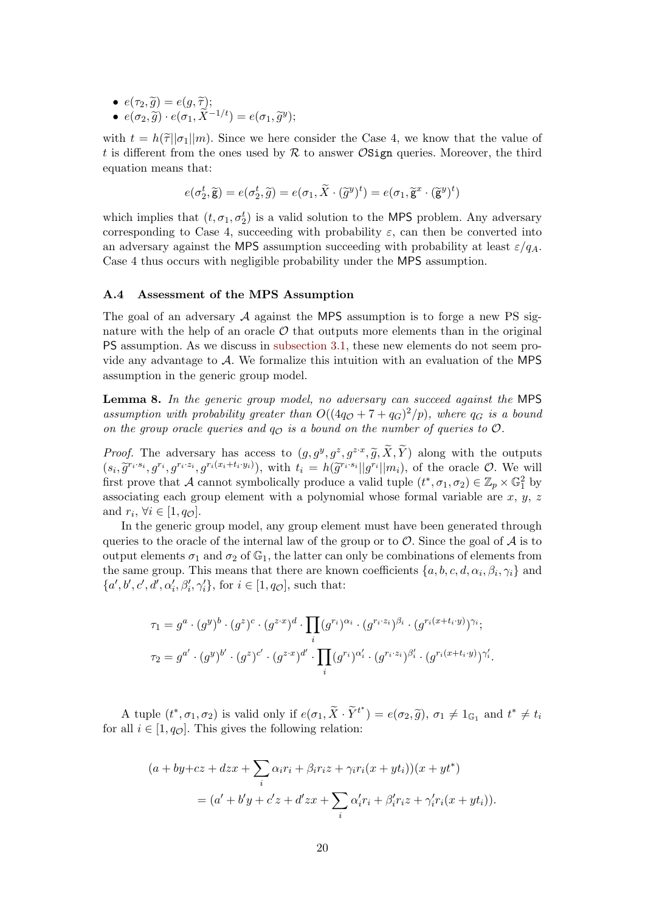- $e(\tau_2, \widetilde{g}) = e(g, \widetilde{\tau})$;
- $e(\sigma_2, \widetilde{g}) \cdot e(\sigma_1, \widetilde{X}^{-1/t}) = e(\sigma_1, \widetilde{g}^y)$;

with $t = h(\widetilde{\tau}||\sigma_1||m)$. Since we here consider the Case 4, we know that the value of $t$ is different from the ones used by $\mathcal{R}$ to answer $\mathcal{O}$Sign queries. Moreover, the third equation means that:

$$e(\sigma_2^t, \widetilde{\mathtt{g}}) = e(\sigma_2^t, \widetilde{g}) = e(\sigma_1, \widetilde{X} \cdot (\widetilde{g}^y)^t) = e(\sigma_1, \widetilde{\mathtt{g}}^x \cdot (\widetilde{\mathtt{g}}^y)^t)$$

which implies that $(t, \sigma_1, \sigma_2^t)$ is a valid solution to the MPS problem. Any adversary corresponding to Case 4, succeeding with probability $\varepsilon$, can then be converted into an adversary against the MPS assumption succeeding with probability at least $\varepsilon/q_A$. Case 4 thus occurs with negligible probability under the MPS assumption.

### A.4 Assessment of the MPS Assumption

The goal of an adversary $\mathcal{A}$ against the MPS assumption is to forge a new PS signature with the help of an oracle $\mathcal{O}$ that outputs more elements than in the original PS assumption. As we discuss in subsection 3.1, these new elements do not seem provide any advantage to $\mathcal{A}$. We formalize this intuition with an evaluation of the MPS assumption in the generic group model.

**Lemma 8.** *In the generic group model, no adversary can succeed against the* MPS *assumption with probability greater than $O((4q_{\mathcal{O}} + 7 + q_G)^2/p)$, where $q_G$ is a bound on the group oracle queries and $q_{\mathcal{O}}$ is a bound on the number of queries to $\mathcal{O}$.*

*Proof.* The adversary has access to $(g, g^y, g^z, g^{z\cdot x}, \widetilde{g}, \widetilde{X}, \widetilde{Y})$ along with the outputs $(s_i, \widetilde{g}^{r_i \cdot s_i}, g^{r_i}, g^{r_i \cdot z_i}, g^{r_i(x_i + t_i \cdot y_i)})$, with $t_i = h(\widetilde{g}^{r_i \cdot s_i}||g^{r_i}||m_i)$, of the oracle $\mathcal{O}$. We will first prove that $\mathcal{A}$ cannot symbolically produce a valid tuple $(t^*, \sigma_1, \sigma_2) \in \mathbb{Z}_p \times \mathbb{G}_1^2$ by associating each group element with a polynomial whose formal variable are $x$, $y$, $z$ and $r_i$, $\forall i \in [1, q_{\mathcal{O}}]$.

In the generic group model, any group element must have been generated through queries to the oracle of the internal law of the group or to $\mathcal{O}$. Since the goal of $\mathcal{A}$ is to output elements $\sigma_1$ and $\sigma_2$ of $\mathbb{G}_1$, the latter can only be combinations of elements from the same group. This means that there are known coefficients $\{a, b, c, d, \alpha_i, \beta_i, \gamma_i\}$ and $\{a', b', c', d', \alpha'_i, \beta'_i, \gamma'_i\}$, for $i \in [1, q_{\mathcal{O}}]$, such that:

$$\tau_1 = g^a \cdot (g^y)^b \cdot (g^z)^c \cdot (g^{z\cdot x})^d \cdot \prod_i (g^{r_i})^{\alpha_i} \cdot (g^{r_i \cdot z_i})^{\beta_i} \cdot (g^{r_i(x + t_i \cdot y)})^{\gamma_i};$$
$$\tau_2 = g^{a'} \cdot (g^y)^{b'} \cdot (g^z)^{c'} \cdot (g^{z\cdot x})^{d'} \cdot \prod_i (g^{r_i})^{\alpha'_i} \cdot (g^{r_i \cdot z_i})^{\beta'_i} \cdot (g^{r_i(x + t_i \cdot y)})^{\gamma'_i}.$$

A tuple $(t^*, \sigma_1, \sigma_2)$ is valid only if $e(\sigma_1, \widetilde{X} \cdot \widetilde{Y}^{t^*}) = e(\sigma_2, \widetilde{g})$, $\sigma_1 \neq 1_{\mathbb{G}_1}$ and $t^* \neq t_i$ for all $i \in [1, q_{\mathcal{O}}]$. This gives the following relation:

$$(a + by + cz + dzx + \sum_i \alpha_i r_i + \beta_i r_i z + \gamma_i r_i(x + yt_i))(x + yt^*)$$
$$= (a' + b'y + c'z + d'zx + \sum_i \alpha'_i r_i + \beta'_i r_i z + \gamma'_i r_i(x + yt_i)).$$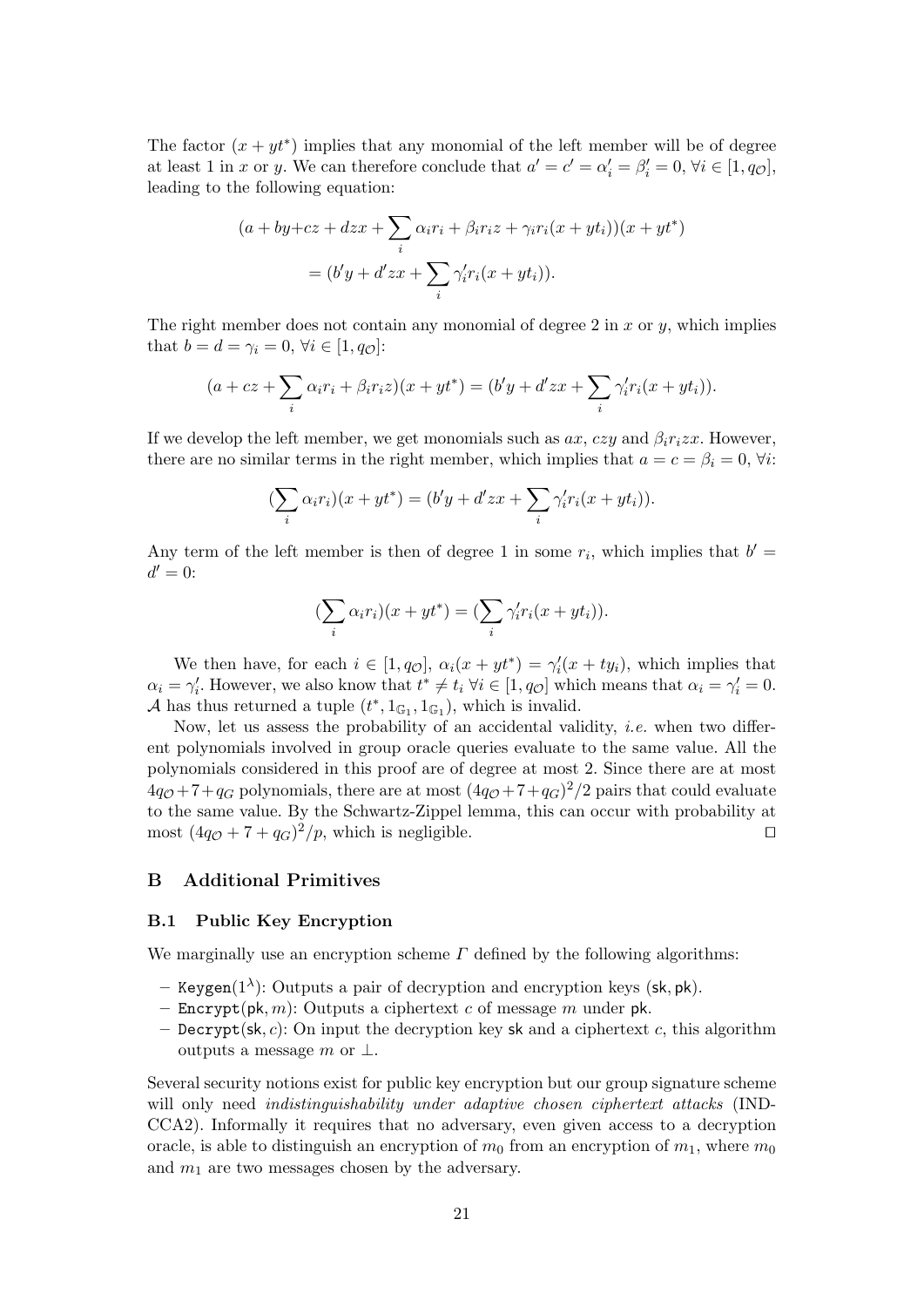The factor $(x + yt^*)$ implies that any monomial of the left member will be of degree at least 1 in $x$ or $y$. We can therefore conclude that $a' = c' = \alpha'_i = \beta'_i = 0, \forall i \in [1, q_{\mathcal{O}}]$, leading to the following equation:

$$
\begin{aligned}
(a + by + cz + dzx + \sum_i \alpha_i r_i + \beta_i r_i z + \gamma_i r_i (x + yt_i))(x + yt^*) \\
= (b'y + d'zx + \sum_i \gamma'_i r_i (x + yt_i)).
\end{aligned}
$$

The right member does not contain any monomial of degree 2 in $x$ or $y$, which implies that $b = d = \gamma_i = 0, \forall i \in [1, q_{\mathcal{O}}]$:

$$
(a + cz + \sum_i \alpha_i r_i + \beta_i r_i z)(x + yt^*) = (b'y + d'zx + \sum_i \gamma'_i r_i (x + yt_i)).
$$

If we develop the left member, we get monomials such as $ax$, $czy$ and $\beta_i r_i zx$. However, there are no similar terms in the right member, which implies that $a = c = \beta_i = 0, \forall i$:

$$
(\sum_i \alpha_i r_i)(x + yt^*) = (b'y + d'zx + \sum_i \gamma'_i r_i (x + yt_i)).
$$

Any term of the left member is then of degree 1 in some $r_i$, which implies that $b' = d' = 0$:

$$
(\sum_i \alpha_i r_i)(x + yt^*) = (\sum_i \gamma'_i r_i (x + yt_i)).
$$

We then have, for each $i \in [1, q_{\mathcal{O}}]$, $\alpha_i (x + yt^*) = \gamma'_i (x + ty_i)$, which implies that $\alpha_i = \gamma'_i$. However, we also know that $t^* \neq t_i \ \forall i \in [1, q_{\mathcal{O}}]$ which means that $\alpha_i = \gamma'_i = 0$. $\mathcal{A}$ has thus returned a tuple $(t^*, 1_{\mathbb{G}_1}, 1_{\mathbb{G}_1})$, which is invalid.

Now, let us assess the probability of an accidental validity, *i.e.* when two different polynomials involved in group oracle queries evaluate to the same value. All the polynomials considered in this proof are of degree at most 2. Since there are at most $4q_{\mathcal{O}} + 7 + q_G$ polynomials, there are at most $(4q_{\mathcal{O}} + 7 + q_G)^2/2$ pairs that could evaluate to the same value. By the Schwartz-Zippel lemma, this can occur with probability at most $(4q_{\mathcal{O}} + 7 + q_G)^2/p$, which is negligible. $\square$

## B Additional Primitives

### B.1 Public Key Encryption

We marginally use an encryption scheme $\Gamma$ defined by the following algorithms:

- $\mathsf{Keygen}(1^\lambda)$: Outputs a pair of decryption and encryption keys $(\mathsf{sk}, \mathsf{pk})$.
- $\mathsf{Encrypt}(\mathsf{pk}, m)$: Outputs a ciphertext $c$ of message $m$ under $\mathsf{pk}$.
- $\mathsf{Decrypt}(\mathsf{sk}, c)$: On input the decryption key $\mathsf{sk}$ and a ciphertext $c$, this algorithm outputs a message $m$ or $\perp$.

Several security notions exist for public key encryption but our group signature scheme will only need *indistinguishability under adaptive chosen ciphertext attacks* (IND-CCA2). Informally it requires that no adversary, even given access to a decryption oracle, is able to distinguish an encryption of $m_0$ from an encryption of $m_1$, where $m_0$ and $m_1$ are two messages chosen by the adversary.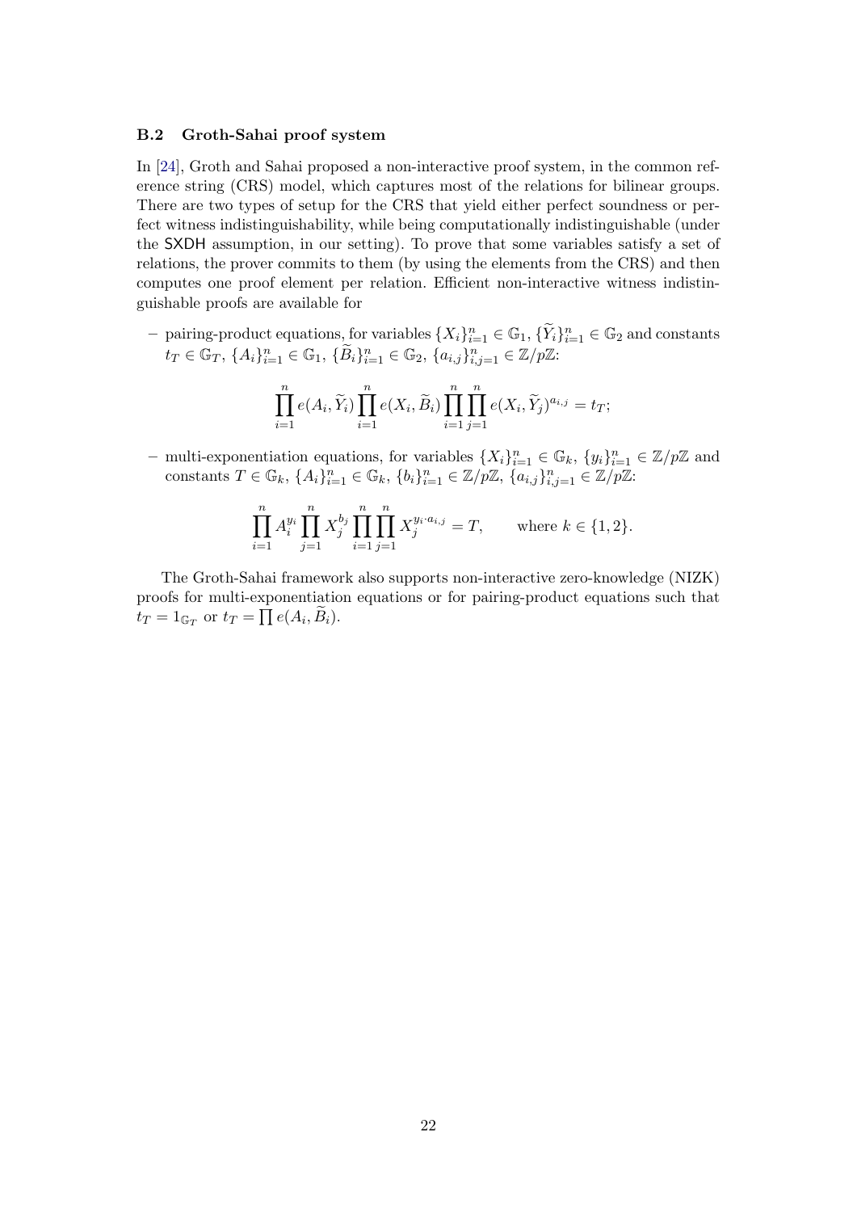### B.2 Groth-Sahai proof system

In [24], Groth and Sahai proposed a non-interactive proof system, in the common reference string (CRS) model, which captures most of the relations for bilinear groups. There are two types of setup for the CRS that yield either perfect soundness or perfect witness indistinguishability, while being computationally indistinguishable (under the SXDH assumption, in our setting). To prove that some variables satisfy a set of relations, the prover commits to them (by using the elements from the CRS) and then computes one proof element per relation. Efficient non-interactive witness indistinguishable proofs are available for

– pairing-product equations, for variables $\{X_i\}_{i=1}^n \in \mathbb{G}_1$, $\{\widetilde{Y}_i\}_{i=1}^n \in \mathbb{G}_2$ and constants $t_T \in \mathbb{G}_T$, $\{A_i\}_{i=1}^n \in \mathbb{G}_1$, $\{\widetilde{B}_i\}_{i=1}^n \in \mathbb{G}_2$, $\{a_{i,j}\}_{i,j=1}^n \in \mathbb{Z}/p\mathbb{Z}$:

$$\prod_{i=1}^{n} e(A_i, \widetilde{Y}_i) \prod_{i=1}^{n} e(X_i, \widetilde{B}_i) \prod_{i=1}^{n} \prod_{j=1}^{n} e(X_i, \widetilde{Y}_j)^{a_{i,j}} = t_T;$$

– multi-exponentiation equations, for variables $\{X_i\}_{i=1}^n \in \mathbb{G}_k$, $\{y_i\}_{i=1}^n \in \mathbb{Z}/p\mathbb{Z}$ and constants $T \in \mathbb{G}_k$, $\{A_i\}_{i=1}^n \in \mathbb{G}_k$, $\{b_i\}_{i=1}^n \in \mathbb{Z}/p\mathbb{Z}$, $\{a_{i,j}\}_{i,j=1}^n \in \mathbb{Z}/p\mathbb{Z}$:

$$\prod_{i=1}^{n} A_i^{y_i} \prod_{j=1}^{n} X_j^{b_j} \prod_{i=1}^{n} \prod_{j=1}^{n} X_j^{y_i \cdot a_{i,j}} = T, \qquad \text{where } k \in \{1, 2\}.$$

The Groth-Sahai framework also supports non-interactive zero-knowledge (NIZK) proofs for multi-exponentiation equations or for pairing-product equations such that $t_T = 1_{\mathbb{G}_T}$ or $t_T = \prod e(A_i, \widetilde{B}_i)$.